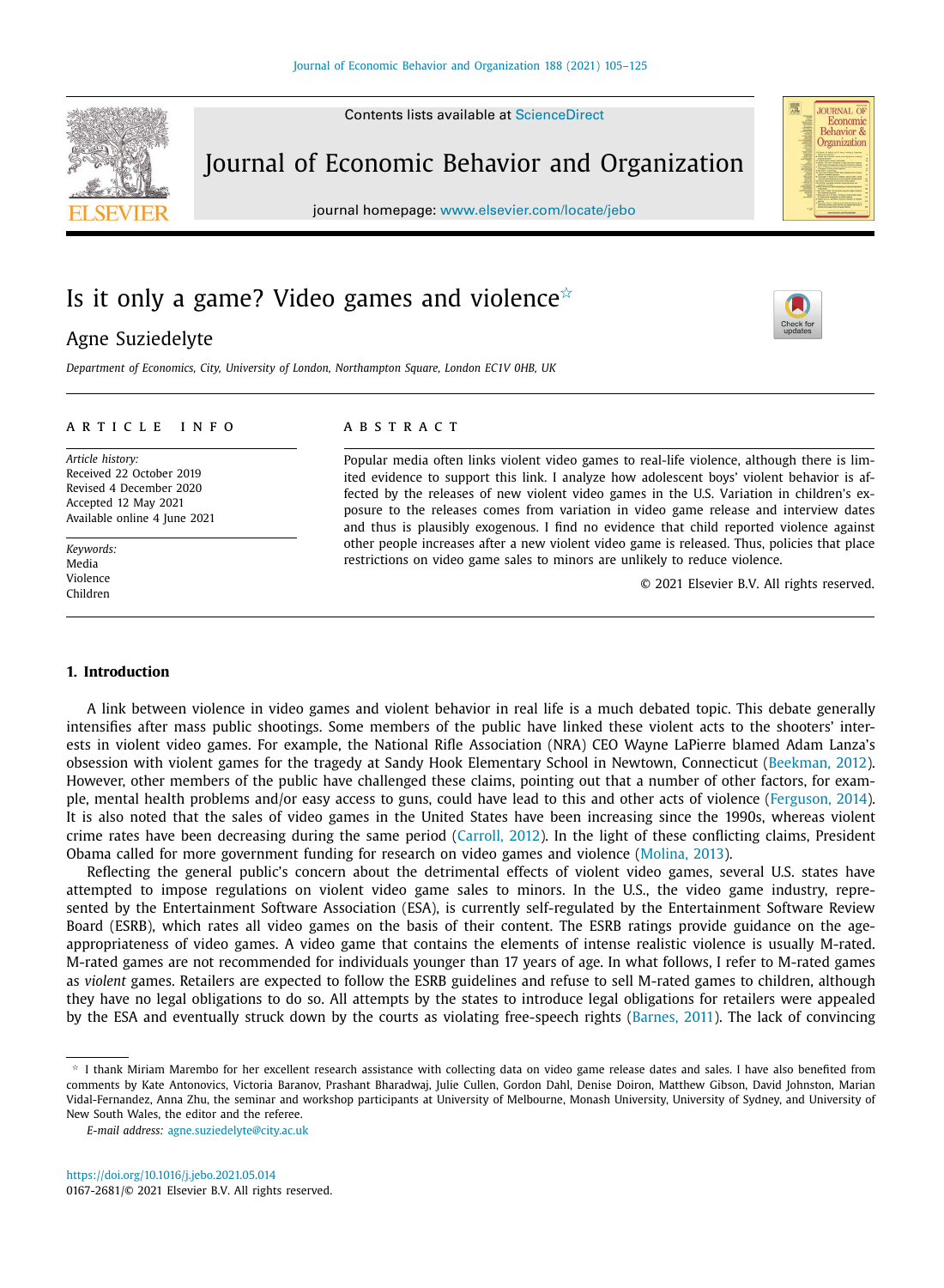# Is it only a game? Video games and violence☆

Agne Suziedelyte

*Department of Economics, City, University of London, Northampton Square, London EC1V 0HB, UK*

**ARTICLE INFO**

*Article history:*
Received 22 October 2019
Revised 4 December 2020
Accepted 12 May 2021
Available online 4 June 2021

*Keywords:*
Media
Violence
Children

**ABSTRACT**

Popular media often links violent video games to real-life violence, although there is limited evidence to support this link. I analyze how adolescent boys' violent behavior is affected by the releases of new violent video games in the U.S. Variation in children's exposure to the releases comes from variation in video game release and interview dates and thus is plausibly exogenous. I find no evidence that child reported violence against other people increases after a new violent video game is released. Thus, policies that place restrictions on video game sales to minors are unlikely to reduce violence.

© 2021 Elsevier B.V. All rights reserved.

## 1. Introduction

A link between violence in video games and violent behavior in real life is a much debated topic. This debate generally intensifies after mass public shootings. Some members of the public have linked these violent acts to the shooters' interests in violent video games. For example, the National Rifle Association (NRA) CEO Wayne LaPierre blamed Adam Lanza's obsession with violent games for the tragedy at Sandy Hook Elementary School in Newtown, Connecticut (Beekman, 2012). However, other members of the public have challenged these claims, pointing out that a number of other factors, for example, mental health problems and/or easy access to guns, could have lead to this and other acts of violence (Ferguson, 2014). It is also noted that the sales of video games in the United States have been increasing since the 1990s, whereas violent crime rates have been decreasing during the same period (Carroll, 2012). In the light of these conflicting claims, President Obama called for more government funding for research on video games and violence (Molina, 2013).

Reflecting the general public's concern about the detrimental effects of violent video games, several U.S. states have attempted to impose regulations on violent video game sales to minors. In the U.S., the video game industry, represented by the Entertainment Software Association (ESA), is currently self-regulated by the Entertainment Software Review Board (ESRB), which rates all video games on the basis of their content. The ESRB ratings provide guidance on the age-appropriateness of video games. A video game that contains the elements of intense realistic violence is usually M-rated. M-rated games are not recommended for individuals younger than 17 years of age. In what follows, I refer to M-rated games as *violent* games. Retailers are expected to follow the ESRB guidelines and refuse to sell M-rated games to children, although they have no legal obligations to do so. All attempts by the states to introduce legal obligations for retailers were appealed by the ESA and eventually struck down by the courts as violating free-speech rights (Barnes, 2011). The lack of convincing

☆ I thank Miriam Marembo for her excellent research assistance with collecting data on video game release dates and sales. I have also benefited from comments by Kate Antonovics, Victoria Baranov, Prashant Bharadwaj, Julie Cullen, Gordon Dahl, Denise Doiron, Matthew Gibson, David Johnston, Marian Vidal-Fernandez, Anna Zhu, the seminar and workshop participants at University of Melbourne, Monash University, University of Sydney, and University of New South Wales, the editor and the referee.

*E-mail address:* agne.suziedelyte@city.ac.uk

https://doi.org/10.1016/j.jebo.2021.05.014
0167-2681/© 2021 Elsevier B.V. All rights reserved.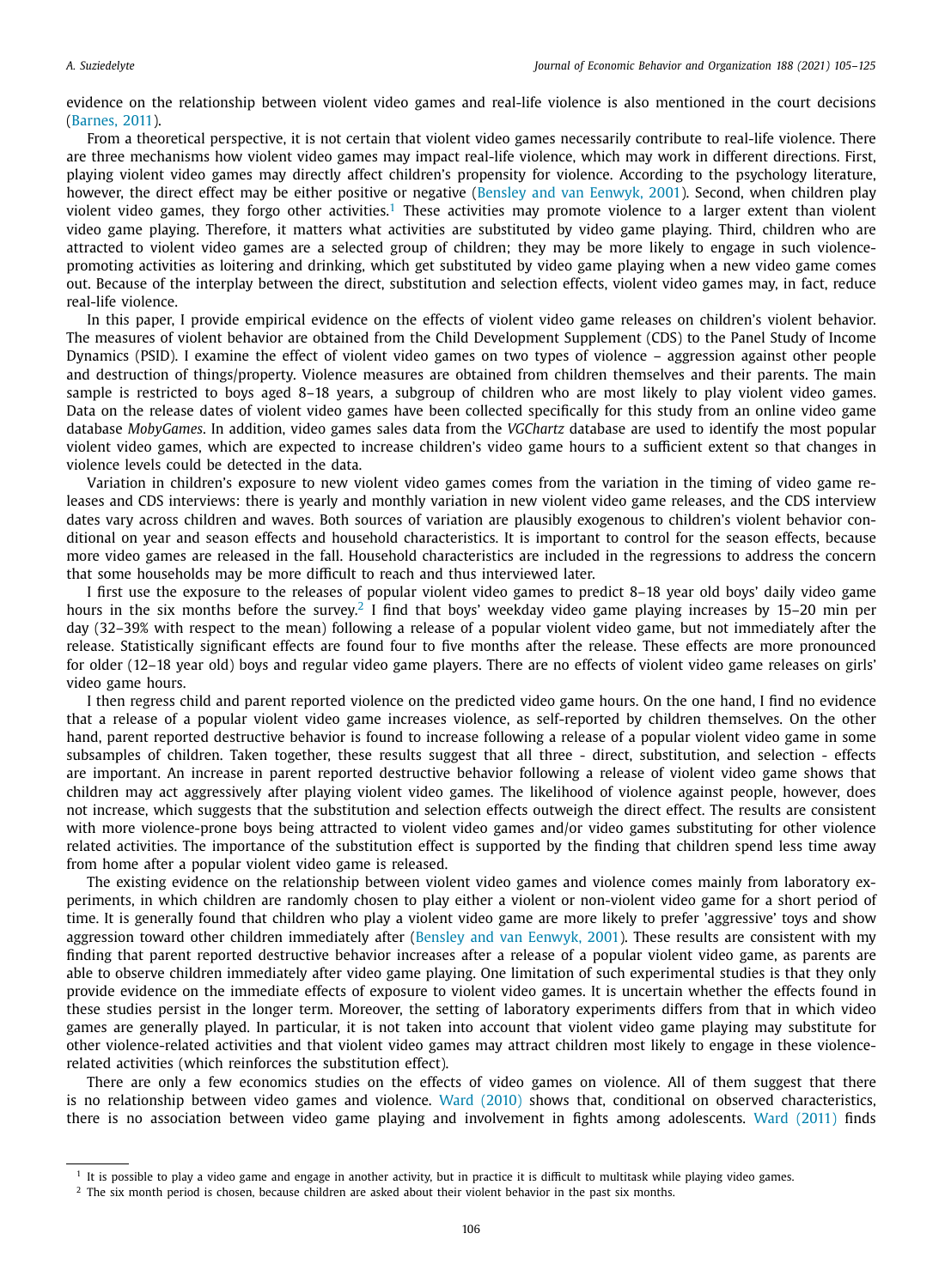evidence on the relationship between violent video games and real-life violence is also mentioned in the court decisions (Barnes, 2011).

From a theoretical perspective, it is not certain that violent video games necessarily contribute to real-life violence. There are three mechanisms how violent video games may impact real-life violence, which may work in different directions. First, playing violent video games may directly affect children's propensity for violence. According to the psychology literature, however, the direct effect may be either positive or negative (Bensley and van Eenwyk, 2001). Second, when children play violent video games, they forgo other activities.[1] These activities may promote violence to a larger extent than violent video game playing. Therefore, it matters what activities are substituted by video game playing. Third, children who are attracted to violent video games are a selected group of children; they may be more likely to engage in such violence-promoting activities as loitering and drinking, which get substituted by video game playing when a new video game comes out. Because of the interplay between the direct, substitution and selection effects, violent video games may, in fact, reduce real-life violence.

In this paper, I provide empirical evidence on the effects of violent video game releases on children's violent behavior. The measures of violent behavior are obtained from the Child Development Supplement (CDS) to the Panel Study of Income Dynamics (PSID). I examine the effect of violent video games on two types of violence – aggression against other people and destruction of things/property. Violence measures are obtained from children themselves and their parents. The main sample is restricted to boys aged 8–18 years, a subgroup of children who are most likely to play violent video games. Data on the release dates of violent video games have been collected specifically for this study from an online video game database *MobyGames*. In addition, video games sales data from the *VGChartz* database are used to identify the most popular violent video games, which are expected to increase children's video game hours to a sufficient extent so that changes in violence levels could be detected in the data.

Variation in children's exposure to new violent video games comes from the variation in the timing of video game releases and CDS interviews: there is yearly and monthly variation in new violent video game releases, and the CDS interview dates vary across children and waves. Both sources of variation are plausibly exogenous to children's violent behavior conditional on year and season effects and household characteristics. It is important to control for the season effects, because more video games are released in the fall. Household characteristics are included in the regressions to address the concern that some households may be more difficult to reach and thus interviewed later.

I first use the exposure to the releases of popular violent video games to predict 8–18 year old boys' daily video game hours in the six months before the survey.[2] I find that boys' weekday video game playing increases by 15–20 min per day (32–39% with respect to the mean) following a release of a popular violent video game, but not immediately after the release. Statistically significant effects are found four to five months after the release. These effects are more pronounced for older (12–18 year old) boys and regular video game players. There are no effects of violent video game releases on girls' video game hours.

I then regress child and parent reported violence on the predicted video game hours. On the one hand, I find no evidence that a release of a popular violent video game increases violence, as self-reported by children themselves. On the other hand, parent reported destructive behavior is found to increase following a release of a popular violent video game in some subsamples of children. Taken together, these results suggest that all three - direct, substitution, and selection - effects are important. An increase in parent reported destructive behavior following a release of violent video game shows that children may act aggressively after playing violent video games. The likelihood of violence against people, however, does not increase, which suggests that the substitution and selection effects outweigh the direct effect. The results are consistent with more violence-prone boys being attracted to violent video games and/or video games substituting for other violence related activities. The importance of the substitution effect is supported by the finding that children spend less time away from home after a popular violent video game is released.

The existing evidence on the relationship between violent video games and violence comes mainly from laboratory experiments, in which children are randomly chosen to play either a violent or non-violent video game for a short period of time. It is generally found that children who play a violent video game are more likely to prefer 'aggressive' toys and show aggression toward other children immediately after (Bensley and van Eenwyk, 2001). These results are consistent with my finding that parent reported destructive behavior increases after a release of a popular violent video game, as parents are able to observe children immediately after video game playing. One limitation of such experimental studies is that they only provide evidence on the immediate effects of exposure to violent video games. It is uncertain whether the effects found in these studies persist in the longer term. Moreover, the setting of laboratory experiments differs from that in which video games are generally played. In particular, it is not taken into account that violent video game playing may substitute for other violence-related activities and that violent video games may attract children most likely to engage in these violence-related activities (which reinforces the substitution effect).

There are only a few economics studies on the effects of video games on violence. All of them suggest that there is no relationship between video games and violence. Ward (2010) shows that, conditional on observed characteristics, there is no association between video game playing and involvement in fights among adolescents. Ward (2011) finds

[1] It is possible to play a video game and engage in another activity, but in practice it is difficult to multitask while playing video games.

[2] The six month period is chosen, because children are asked about their violent behavior in the past six months.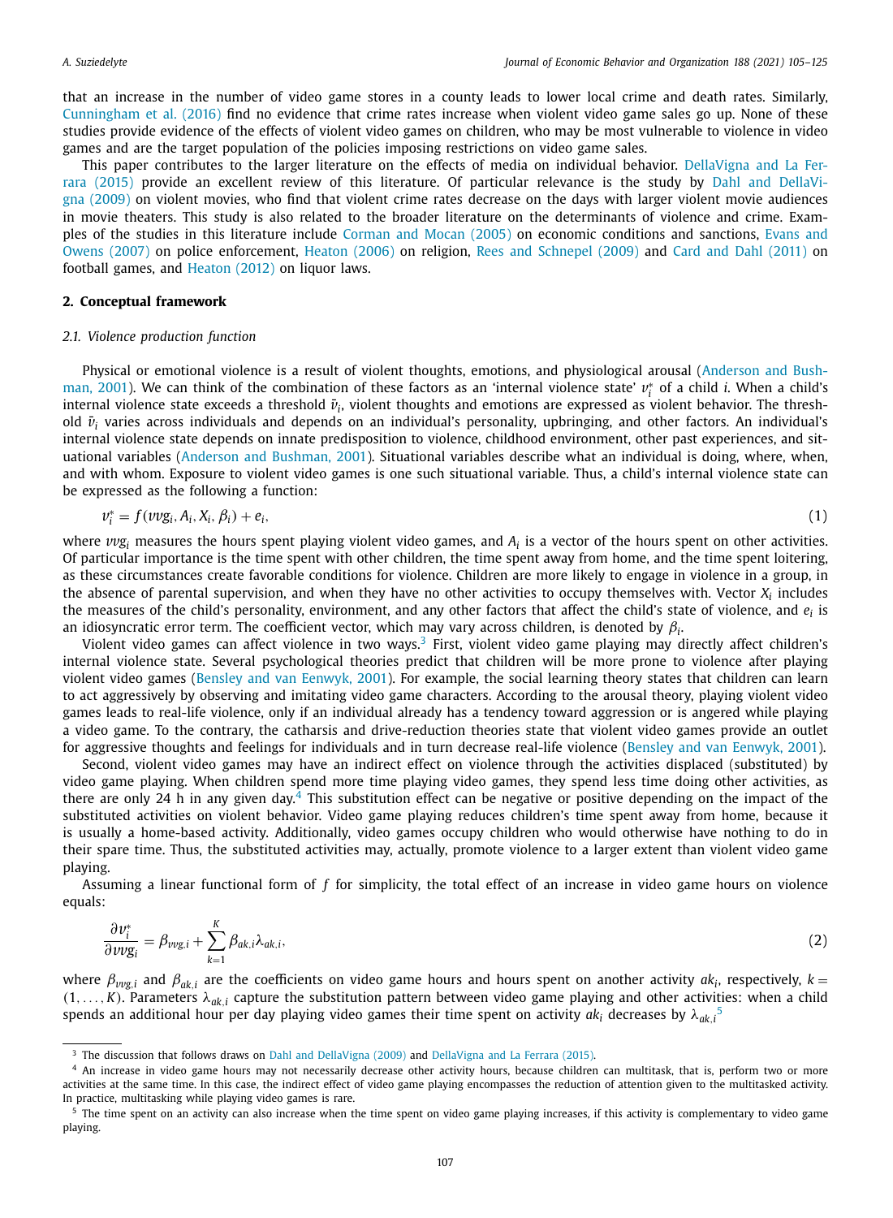that an increase in the number of video game stores in a county leads to lower local crime and death rates. Similarly, Cunningham et al. (2016) find no evidence that crime rates increase when violent video game sales go up. None of these studies provide evidence of the effects of violent video games on children, who may be most vulnerable to violence in video games and are the target population of the policies imposing restrictions on video game sales.

This paper contributes to the larger literature on the effects of media on individual behavior. DellaVigna and La Ferrara (2015) provide an excellent review of this literature. Of particular relevance is the study by Dahl and DellaVigna (2009) on violent movies, who find that violent crime rates decrease on the days with larger violent movie audiences in movie theaters. This study is also related to the broader literature on the determinants of violence and crime. Examples of the studies in this literature include Corman and Mocan (2005) on economic conditions and sanctions, Evans and Owens (2007) on police enforcement, Heaton (2006) on religion, Rees and Schnepel (2009) and Card and Dahl (2011) on football games, and Heaton (2012) on liquor laws.

## 2. Conceptual framework

### *2.1. Violence production function*

Physical or emotional violence is a result of violent thoughts, emotions, and physiological arousal (Anderson and Bushman, 2001). We can think of the combination of these factors as an 'internal violence state' $v_i^*$ of a child $i$. When a child's internal violence state exceeds a threshold $\bar{v}_i$, violent thoughts and emotions are expressed as violent behavior. The threshold $\bar{v}_i$ varies across individuals and depends on an individual's personality, upbringing, and other factors. An individual's internal violence state depends on innate predisposition to violence, childhood environment, other past experiences, and situational variables (Anderson and Bushman, 2001). Situational variables describe what an individual is doing, where, when, and with whom. Exposure to violent video games is one such situational variable. Thus, a child's internal violence state can be expressed as the following a function:

$$v_i^* = f(vvg_i, A_i, X_i, \beta_i) + e_i, \tag{1}$$

where $vvg_i$ measures the hours spent playing violent video games, and $A_i$ is a vector of the hours spent on other activities. Of particular importance is the time spent with other children, the time spent away from home, and the time spent loitering, as these circumstances create favorable conditions for violence. Children are more likely to engage in violence in a group, in the absence of parental supervision, and when they have no other activities to occupy themselves with. Vector $X_i$ includes the measures of the child's personality, environment, and any other factors that affect the child's state of violence, and $e_i$ is an idiosyncratic error term. The coefficient vector, which may vary across children, is denoted by $\beta_i$.

Violent video games can affect violence in two ways.[3] First, violent video game playing may directly affect children's internal violence state. Several psychological theories predict that children will be more prone to violence after playing violent video games (Bensley and van Eenwyk, 2001). For example, the social learning theory states that children can learn to act aggressively by observing and imitating video game characters. According to the arousal theory, playing violent video games leads to real-life violence, only if an individual already has a tendency toward aggression or is angered while playing a video game. To the contrary, the catharsis and drive-reduction theories state that violent video games provide an outlet for aggressive thoughts and feelings for individuals and in turn decrease real-life violence (Bensley and van Eenwyk, 2001).

Second, violent video games may have an indirect effect on violence through the activities displaced (substituted) by video game playing. When children spend more time playing video games, they spend less time doing other activities, as there are only 24 h in any given day.[4] This substitution effect can be negative or positive depending on the impact of the substituted activities on violent behavior. Video game playing reduces children's time spent away from home, because it is usually a home-based activity. Additionally, video games occupy children who would otherwise have nothing to do in their spare time. Thus, the substituted activities may, actually, promote violence to a larger extent than violent video game playing.

Assuming a linear functional form of $f$ for simplicity, the total effect of an increase in video game hours on violence equals:

$$\frac{\partial v_i^*}{\partial vvg_i} = \beta_{vvg,i} + \sum_{k=1}^{K} \beta_{ak,i}\lambda_{ak,i}, \tag{2}$$

where $\beta_{vvg,i}$ and $\beta_{ak,i}$ are the coefficients on video game hours and hours spent on another activity $ak_i$, respectively, $k = (1, \ldots, K)$. Parameters $\lambda_{ak,i}$ capture the substitution pattern between video game playing and other activities: when a child spends an additional hour per day playing video games their time spent on activity $ak_i$ decreases by $\lambda_{ak,i}$[5]

---

[3] The discussion that follows draws on Dahl and DellaVigna (2009) and DellaVigna and La Ferrara (2015).

[4] An increase in video game hours may not necessarily decrease other activity hours, because children can multitask, that is, perform two or more activities at the same time. In this case, the indirect effect of video game playing encompasses the reduction of attention given to the multitasked activity. In practice, multitasking while playing video games is rare.

[5] The time spent on an activity can also increase when the time spent on video game playing increases, if this activity is complementary to video game playing.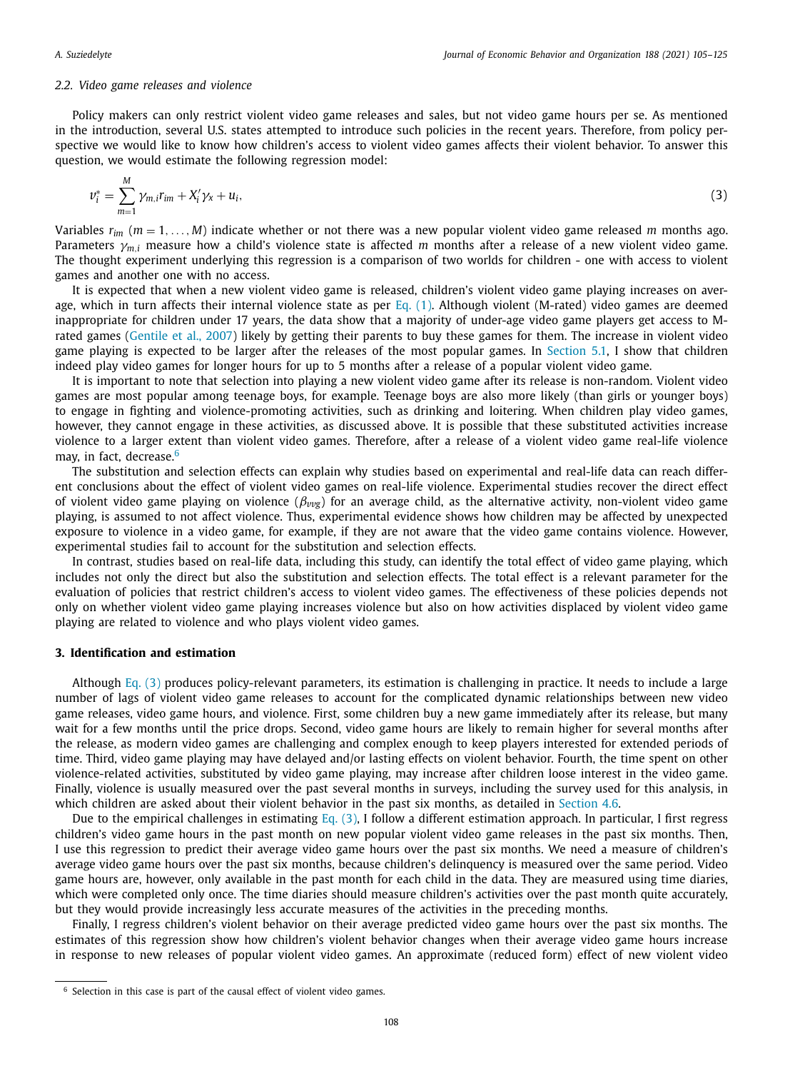### 2.2. Video game releases and violence

Policy makers can only restrict violent video game releases and sales, but not video game hours per se. As mentioned in the introduction, several U.S. states attempted to introduce such policies in the recent years. Therefore, from policy perspective we would like to know how children's access to violent video games affects their violent behavior. To answer this question, we would estimate the following regression model:

$$v_i^* = \sum_{m=1}^{M} \gamma_{m,i} r_{im} + X_i' \gamma_x + u_i, \tag{3}$$

Variables $r_{im}$ ($m = 1, \ldots, M$) indicate whether or not there was a new popular violent video game released $m$ months ago. Parameters $\gamma_{m,i}$ measure how a child's violence state is affected $m$ months after a release of a new violent video game. The thought experiment underlying this regression is a comparison of two worlds for children - one with access to violent games and another one with no access.

It is expected that when a new violent video game is released, children's violent video game playing increases on average, which in turn affects their internal violence state as per Eq. (1). Although violent (M-rated) video games are deemed inappropriate for children under 17 years, the data show that a majority of under-age video game players get access to M-rated games (Gentile et al., 2007) likely by getting their parents to buy these games for them. The increase in violent video game playing is expected to be larger after the releases of the most popular games. In Section 5.1, I show that children indeed play video games for longer hours for up to 5 months after a release of a popular violent video game.

It is important to note that selection into playing a new violent video game after its release is non-random. Violent video games are most popular among teenage boys, for example. Teenage boys are also more likely (than girls or younger boys) to engage in fighting and violence-promoting activities, such as drinking and loitering. When children play video games, however, they cannot engage in these activities, as discussed above. It is possible that these substituted activities increase violence to a larger extent than violent video games. Therefore, after a release of a violent video game real-life violence may, in fact, decrease.[6]

The substitution and selection effects can explain why studies based on experimental and real-life data can reach different conclusions about the effect of violent video games on real-life violence. Experimental studies recover the direct effect of violent video game playing on violence ($\beta_{vvg}$) for an average child, as the alternative activity, non-violent video game playing, is assumed to not affect violence. Thus, experimental evidence shows how children may be affected by unexpected exposure to violence in a video game, for example, if they are not aware that the video game contains violence. However, experimental studies fail to account for the substitution and selection effects.

In contrast, studies based on real-life data, including this study, can identify the total effect of video game playing, which includes not only the direct but also the substitution and selection effects. The total effect is a relevant parameter for the evaluation of policies that restrict children's access to violent video games. The effectiveness of these policies depends not only on whether violent video game playing increases violence but also on how activities displaced by violent video game playing are related to violence and who plays violent video games.

## 3. Identification and estimation

Although Eq. (3) produces policy-relevant parameters, its estimation is challenging in practice. It needs to include a large number of lags of violent video game releases to account for the complicated dynamic relationships between new video game releases, video game hours, and violence. First, some children buy a new game immediately after its release, but many wait for a few months until the price drops. Second, video game hours are likely to remain higher for several months after the release, as modern video games are challenging and complex enough to keep players interested for extended periods of time. Third, video game playing may have delayed and/or lasting effects on violent behavior. Fourth, the time spent on other violence-related activities, substituted by video game playing, may increase after children loose interest in the video game. Finally, violence is usually measured over the past several months in surveys, including the survey used for this analysis, in which children are asked about their violent behavior in the past six months, as detailed in Section 4.6.

Due to the empirical challenges in estimating Eq. (3), I follow a different estimation approach. In particular, I first regress children's video game hours in the past month on new popular violent video game releases in the past six months. Then, I use this regression to predict their average video game hours over the past six months. We need a measure of children's average video game hours over the past six months, because children's delinquency is measured over the same period. Video game hours are, however, only available in the past month for each child in the data. They are measured using time diaries, which were completed only once. The time diaries should measure children's activities over the past month quite accurately, but they would provide increasingly less accurate measures of the activities in the preceding months.

Finally, I regress children's violent behavior on their average predicted video game hours over the past six months. The estimates of this regression show how children's violent behavior changes when their average video game hours increase in response to new releases of popular violent video games. An approximate (reduced form) effect of new violent video

[6] Selection in this case is part of the causal effect of violent video games.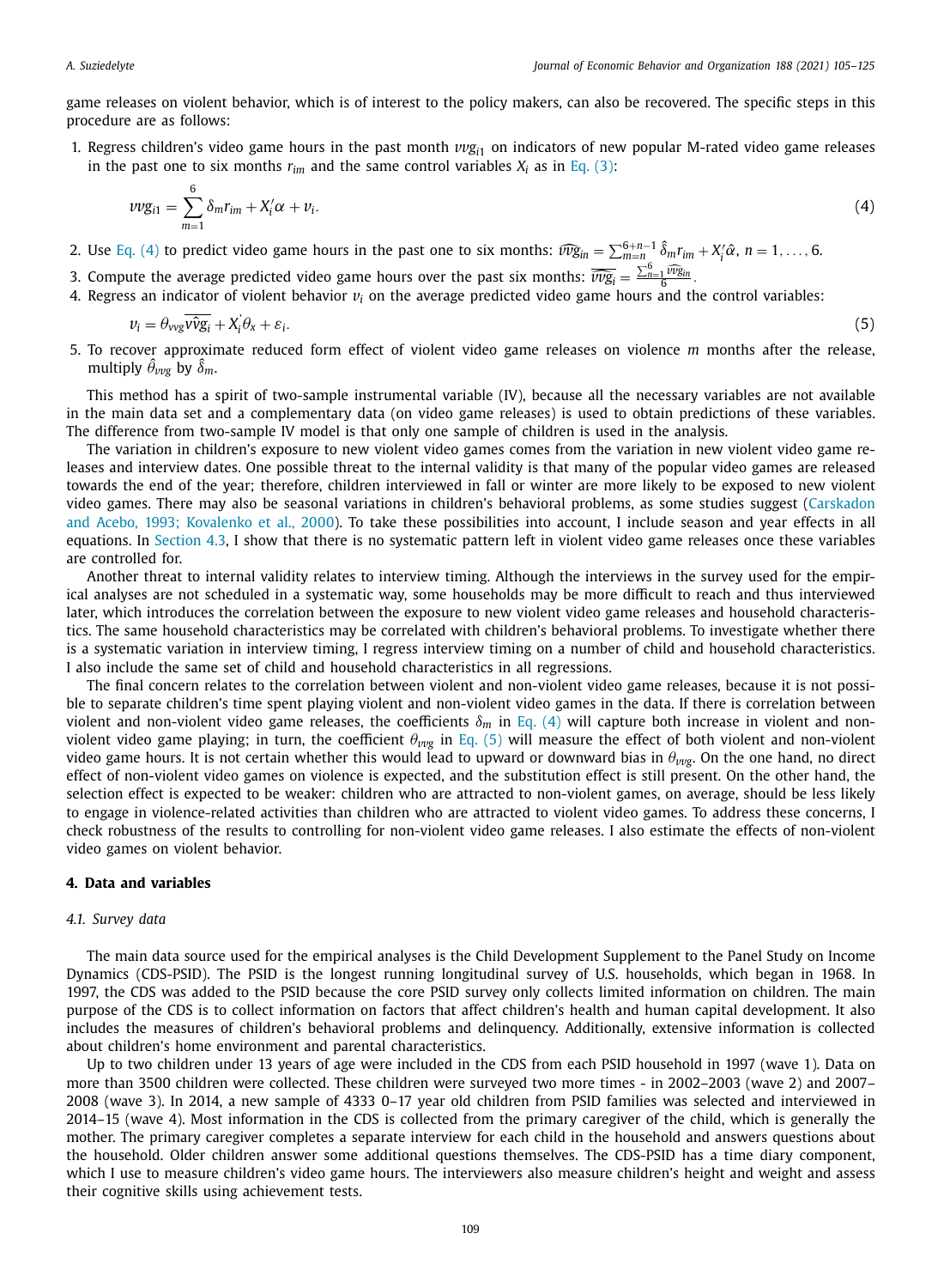game releases on violent behavior, which is of interest to the policy makers, can also be recovered. The specific steps in this procedure are as follows:

1. Regress children's video game hours in the past month $vvg_{i1}$ on indicators of new popular M-rated video game releases in the past one to six months $r_{im}$ and the same control variables $X_i$ as in Eq. (3):

$$vvg_{i1} = \sum_{m=1}^{6} \delta_m r_{im} + X_i'\alpha + v_i. \tag{4}$$

2. Use Eq. (4) to predict video game hours in the past one to six months: $\widehat{vvg}_{in} = \sum_{m=n}^{6+n-1} \hat{\delta}_m r_{im} + X_i'\hat{\alpha}$, $n = 1, \ldots, 6$.
3. Compute the average predicted video game hours over the past six months: $\overline{\widehat{vvg}_i} = \frac{\sum_{n=1}^{6} \widehat{vvg}_{in}}{6}$.
4. Regress an indicator of violent behavior $v_i$ on the average predicted video game hours and the control variables:

$$v_i = \theta_{vvg}\overline{v\hat{v}g_i} + X_i'\theta_x + \varepsilon_i. \tag{5}$$

5. To recover approximate reduced form effect of violent video game releases on violence $m$ months after the release, multiply $\hat{\theta}_{vvg}$ by $\hat{\delta}_m$.

This method has a spirit of two-sample instrumental variable (IV), because all the necessary variables are not available in the main data set and a complementary data (on video game releases) is used to obtain predictions of these variables. The difference from two-sample IV model is that only one sample of children is used in the analysis.

The variation in children's exposure to new violent video games comes from the variation in new violent video game releases and interview dates. One possible threat to the internal validity is that many of the popular video games are released towards the end of the year; therefore, children interviewed in fall or winter are more likely to be exposed to new violent video games. There may also be seasonal variations in children's behavioral problems, as some studies suggest (Carskadon and Acebo, 1993; Kovalenko et al., 2000). To take these possibilities into account, I include season and year effects in all equations. In Section 4.3, I show that there is no systematic pattern left in violent video game releases once these variables are controlled for.

Another threat to internal validity relates to interview timing. Although the interviews in the survey used for the empirical analyses are not scheduled in a systematic way, some households may be more difficult to reach and thus interviewed later, which introduces the correlation between the exposure to new violent video game releases and household characteristics. The same household characteristics may be correlated with children's behavioral problems. To investigate whether there is a systematic variation in interview timing, I regress interview timing on a number of child and household characteristics. I also include the same set of child and household characteristics in all regressions.

The final concern relates to the correlation between violent and non-violent video game releases, because it is not possible to separate children's time spent playing violent and non-violent video games in the data. If there is correlation between violent and non-violent video game releases, the coefficients $\delta_m$ in Eq. (4) will capture both increase in violent and non-violent video game playing; in turn, the coefficient $\theta_{vvg}$ in Eq. (5) will measure the effect of both violent and non-violent video game hours. It is not certain whether this would lead to upward or downward bias in $\theta_{vvg}$. On the one hand, no direct effect of non-violent video games on violence is expected, and the substitution effect is still present. On the other hand, the selection effect is expected to be weaker: children who are attracted to non-violent games, on average, should be less likely to engage in violence-related activities than children who are attracted to violent video games. To address these concerns, I check robustness of the results to controlling for non-violent video game releases. I also estimate the effects of non-violent video games on violent behavior.

## 4. Data and variables

### 4.1. Survey data

The main data source used for the empirical analyses is the Child Development Supplement to the Panel Study on Income Dynamics (CDS-PSID). The PSID is the longest running longitudinal survey of U.S. households, which began in 1968. In 1997, the CDS was added to the PSID because the core PSID survey only collects limited information on children. The main purpose of the CDS is to collect information on factors that affect children's health and human capital development. It also includes the measures of children's behavioral problems and delinquency. Additionally, extensive information is collected about children's home environment and parental characteristics.

Up to two children under 13 years of age were included in the CDS from each PSID household in 1997 (wave 1). Data on more than 3500 children were collected. These children were surveyed two more times - in 2002–2003 (wave 2) and 2007–2008 (wave 3). In 2014, a new sample of 4333 0–17 year old children from PSID families was selected and interviewed in 2014–15 (wave 4). Most information in the CDS is collected from the primary caregiver of the child, which is generally the mother. The primary caregiver completes a separate interview for each child in the household and answers questions about the household. Older children answer some additional questions themselves. The CDS-PSID has a time diary component, which I use to measure children's video game hours. The interviewers also measure children's height and weight and assess their cognitive skills using achievement tests.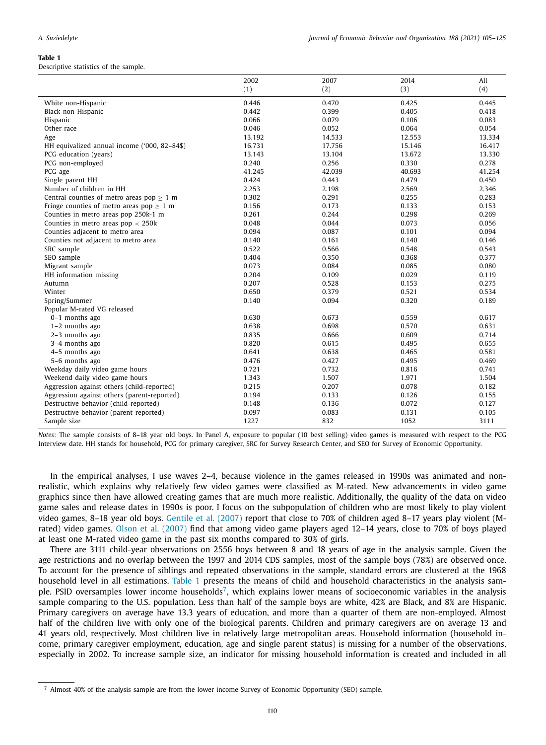**Table 1**
Descriptive statistics of the sample.

| | 2002 (1) | 2007 (2) | 2014 (3) | All (4) |
|---|---|---|---|---|
| White non-Hispanic | 0.446 | 0.470 | 0.425 | 0.445 |
| Black non-Hispanic | 0.442 | 0.399 | 0.405 | 0.418 |
| Hispanic | 0.066 | 0.079 | 0.106 | 0.083 |
| Other race | 0.046 | 0.052 | 0.064 | 0.054 |
| Age | 13.192 | 14.533 | 12.553 | 13.334 |
| HH equivalized annual income ('000, 82–84$) | 16.731 | 17.756 | 15.146 | 16.417 |
| PCG education (years) | 13.143 | 13.104 | 13.672 | 13.330 |
| PCG non-employed | 0.240 | 0.256 | 0.330 | 0.278 |
| PCG age | 41.245 | 42.039 | 40.693 | 41.254 |
| Single parent HH | 0.424 | 0.443 | 0.479 | 0.450 |
| Number of children in HH | 2.253 | 2.198 | 2.569 | 2.346 |
| Central counties of metro areas pop $\geq$ 1 m | 0.302 | 0.291 | 0.255 | 0.283 |
| Fringe counties of metro areas pop $\geq$ 1 m | 0.156 | 0.173 | 0.133 | 0.153 |
| Counties in metro areas pop 250k-1 m | 0.261 | 0.244 | 0.298 | 0.269 |
| Counties in metro areas pop < 250k | 0.048 | 0.044 | 0.073 | 0.056 |
| Counties adjacent to metro area | 0.094 | 0.087 | 0.101 | 0.094 |
| Counties not adjacent to metro area | 0.140 | 0.161 | 0.140 | 0.146 |
| SRC sample | 0.522 | 0.566 | 0.548 | 0.543 |
| SEO sample | 0.404 | 0.350 | 0.368 | 0.377 |
| Migrant sample | 0.073 | 0.084 | 0.085 | 0.080 |
| HH information missing | 0.204 | 0.109 | 0.029 | 0.119 |
| Autumn | 0.207 | 0.528 | 0.153 | 0.275 |
| Winter | 0.650 | 0.379 | 0.521 | 0.534 |
| Spring/Summer | 0.140 | 0.094 | 0.320 | 0.189 |
| Popular M-rated VG released | | | | |
| 0–1 months ago | 0.630 | 0.673 | 0.559 | 0.617 |
| 1–2 months ago | 0.638 | 0.698 | 0.570 | 0.631 |
| 2–3 months ago | 0.835 | 0.666 | 0.609 | 0.714 |
| 3–4 months ago | 0.820 | 0.615 | 0.495 | 0.655 |
| 4–5 months ago | 0.641 | 0.638 | 0.465 | 0.581 |
| 5–6 months ago | 0.476 | 0.427 | 0.495 | 0.469 |
| Weekday daily video game hours | 0.721 | 0.732 | 0.816 | 0.741 |
| Weekend daily video game hours | 1.343 | 1.507 | 1.971 | 1.504 |
| Aggression against others (child-reported) | 0.215 | 0.207 | 0.078 | 0.182 |
| Aggression against others (parent-reported) | 0.194 | 0.133 | 0.126 | 0.155 |
| Destructive behavior (child-reported) | 0.148 | 0.136 | 0.072 | 0.127 |
| Destructive behavior (parent-reported) | 0.097 | 0.083 | 0.131 | 0.105 |
| Sample size | 1227 | 832 | 1052 | 3111 |

*Notes*: The sample consists of 8–18 year old boys. In Panel A, exposure to popular (10 best selling) video games is measured with respect to the PCG Interview date. HH stands for household, PCG for primary caregiver, SRC for Survey Research Center, and SEO for Survey of Economic Opportunity.

In the empirical analyses, I use waves 2–4, because violence in the games released in 1990s was animated and non-realistic, which explains why relatively few video games were classified as M-rated. New advancements in video game graphics since then have allowed creating games that are much more realistic. Additionally, the quality of the data on video game sales and release dates in 1990s is poor. I focus on the subpopulation of children who are most likely to play violent video games, 8–18 year old boys. Gentile et al. (2007) report that close to 70% of children aged 8–17 years play violent (M-rated) video games. Olson et al. (2007) find that among video game players aged 12–14 years, close to 70% of boys played at least one M-rated video game in the past six months compared to 30% of girls.

There are 3111 child-year observations on 2556 boys between 8 and 18 years of age in the analysis sample. Given the age restrictions and no overlap between the 1997 and 2014 CDS samples, most of the sample boys (78%) are observed once. To account for the presence of siblings and repeated observations in the sample, standard errors are clustered at the 1968 household level in all estimations. Table 1 presents the means of child and household characteristics in the analysis sample. PSID oversamples lower income households[7], which explains lower means of socioeconomic variables in the analysis sample comparing to the U.S. population. Less than half of the sample boys are white, 42% are Black, and 8% are Hispanic. Primary caregivers on average have 13.3 years of education, and more than a quarter of them are non-employed. Almost half of the children live with only one of the biological parents. Children and primary caregivers are on average 13 and 41 years old, respectively. Most children live in relatively large metropolitan areas. Household information (household income, primary caregiver employment, education, age and single parent status) is missing for a number of the observations, especially in 2002. To increase sample size, an indicator for missing household information is created and included in all

[7] Almost 40% of the analysis sample are from the lower income Survey of Economic Opportunity (SEO) sample.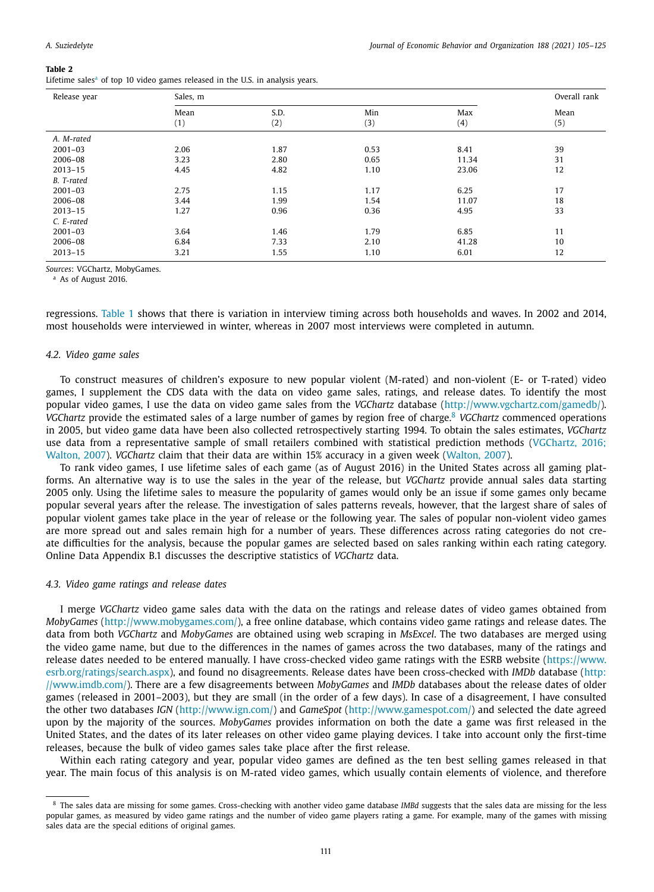**Table 2**
Lifetime sales[a] of top 10 video games released in the U.S. in analysis years.

| Release year | Sales, m | | | | Overall rank |
|---|---|---|---|---|---|
| | Mean (1) | S.D. (2) | Min (3) | Max (4) | Mean (5) |
| *A. M-rated* | | | | | |
| 2001–03 | 2.06 | 1.87 | 0.53 | 8.41 | 39 |
| 2006–08 | 3.23 | 2.80 | 0.65 | 11.34 | 31 |
| 2013–15 | 4.45 | 4.82 | 1.10 | 23.06 | 12 |
| *B. T-rated* | | | | | |
| 2001–03 | 2.75 | 1.15 | 1.17 | 6.25 | 17 |
| 2006–08 | 3.44 | 1.99 | 1.54 | 11.07 | 18 |
| 2013–15 | 1.27 | 0.96 | 0.36 | 4.95 | 33 |
| *C. E-rated* | | | | | |
| 2001–03 | 3.64 | 1.46 | 1.79 | 6.85 | 11 |
| 2006–08 | 6.84 | 7.33 | 2.10 | 41.28 | 10 |
| 2013–15 | 3.21 | 1.55 | 1.10 | 6.01 | 12 |

*Sources*: VGChartz, MobyGames.
[a] As of August 2016.

regressions. Table 1 shows that there is variation in interview timing across both households and waves. In 2002 and 2014, most households were interviewed in winter, whereas in 2007 most interviews were completed in autumn.

### 4.2. Video game sales

To construct measures of children's exposure to new popular violent (M-rated) and non-violent (E- or T-rated) video games, I supplement the CDS data with the data on video game sales, ratings, and release dates. To identify the most popular video games, I use the data on video game sales from the *VGChartz* database (http://www.vgchartz.com/gamedb/). *VGChartz* provide the estimated sales of a large number of games by region free of charge.[8] *VGChartz* commenced operations in 2005, but video game data have been also collected retrospectively starting 1994. To obtain the sales estimates, *VGChartz* use data from a representative sample of small retailers combined with statistical prediction methods (VGChartz, 2016; Walton, 2007). *VGChartz* claim that their data are within 15% accuracy in a given week (Walton, 2007).

To rank video games, I use lifetime sales of each game (as of August 2016) in the United States across all gaming platforms. An alternative way is to use the sales in the year of the release, but *VGChartz* provide annual sales data starting 2005 only. Using the lifetime sales to measure the popularity of games would only be an issue if some games only became popular several years after the release. The investigation of sales patterns reveals, however, that the largest share of sales of popular violent games take place in the year of release or the following year. The sales of popular non-violent video games are more spread out and sales remain high for a number of years. These differences across rating categories do not create difficulties for the analysis, because the popular games are selected based on sales ranking within each rating category. Online Data Appendix B.1 discusses the descriptive statistics of *VGChartz* data.

### 4.3. Video game ratings and release dates

I merge *VGChartz* video game sales data with the data on the ratings and release dates of video games obtained from *MobyGames* (http://www.mobygames.com/), a free online database, which contains video game ratings and release dates. The data from both *VGChartz* and *MobyGames* are obtained using web scraping in *MsExcel*. The two databases are merged using the video game name, but due to the differences in the names of games across the two databases, many of the ratings and release dates needed to be entered manually. I have cross-checked video game ratings with the ESRB website (https://www.esrb.org/ratings/search.aspx), and found no disagreements. Release dates have been cross-checked with *IMDb* database (http://www.imdb.com/). There are a few disagreements between *MobyGames* and *IMDb* databases about the release dates of older games (released in 2001–2003), but they are small (in the order of a few days). In case of a disagreement, I have consulted the other two databases *IGN* (http://www.ign.com/) and *GameSpot* (http://www.gamespot.com/) and selected the date agreed upon by the majority of the sources. *MobyGames* provides information on both the date a game was first released in the United States, and the dates of its later releases on other video game playing devices. I take into account only the first-time releases, because the bulk of video games sales take place after the first release.

Within each rating category and year, popular video games are defined as the ten best selling games released in that year. The main focus of this analysis is on M-rated video games, which usually contain elements of violence, and therefore

---

[8] The sales data are missing for some games. Cross-checking with another video game database *IMBd* suggests that the sales data are missing for the less popular games, as measured by video game ratings and the number of video game players rating a game. For example, many of the games with missing sales data are the special editions of original games.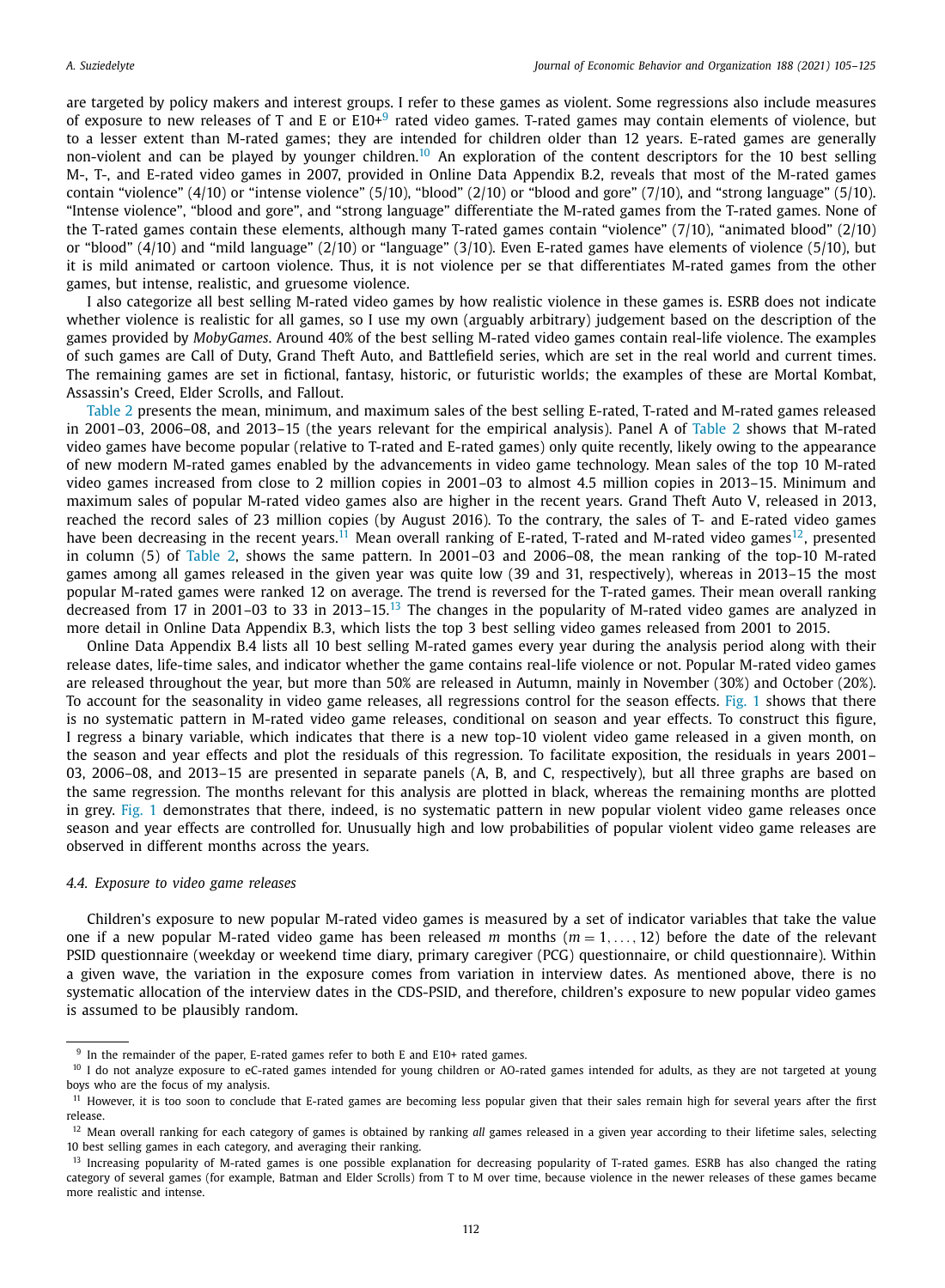are targeted by policy makers and interest groups. I refer to these games as violent. Some regressions also include measures of exposure to new releases of T and E or E10+[9] rated video games. T-rated games may contain elements of violence, but to a lesser extent than M-rated games; they are intended for children older than 12 years. E-rated games are generally non-violent and can be played by younger children.[10] An exploration of the content descriptors for the 10 best selling M-, T-, and E-rated video games in 2007, provided in Online Data Appendix B.2, reveals that most of the M-rated games contain "violence" (4/10) or "intense violence" (5/10), "blood" (2/10) or "blood and gore" (7/10), and "strong language" (5/10). "Intense violence", "blood and gore", and "strong language" differentiate the M-rated games from the T-rated games. None of the T-rated games contain these elements, although many T-rated games contain "violence" (7/10), "animated blood" (2/10) or "blood" (4/10) and "mild language" (2/10) or "language" (3/10). Even E-rated games have elements of violence (5/10), but it is mild animated or cartoon violence. Thus, it is not violence per se that differentiates M-rated games from the other games, but intense, realistic, and gruesome violence.

I also categorize all best selling M-rated video games by how realistic violence in these games is. ESRB does not indicate whether violence is realistic for all games, so I use my own (arguably arbitrary) judgement based on the description of the games provided by *MobyGames*. Around 40% of the best selling M-rated video games contain real-life violence. The examples of such games are Call of Duty, Grand Theft Auto, and Battlefield series, which are set in the real world and current times. The remaining games are set in fictional, fantasy, historic, or futuristic worlds; the examples of these are Mortal Kombat, Assassin's Creed, Elder Scrolls, and Fallout.

Table 2 presents the mean, minimum, and maximum sales of the best selling E-rated, T-rated and M-rated games released in 2001–03, 2006–08, and 2013–15 (the years relevant for the empirical analysis). Panel A of Table 2 shows that M-rated video games have become popular (relative to T-rated and E-rated games) only quite recently, likely owing to the appearance of new modern M-rated games enabled by the advancements in video game technology. Mean sales of the top 10 M-rated video games increased from close to 2 million copies in 2001–03 to almost 4.5 million copies in 2013–15. Minimum and maximum sales of popular M-rated video games also are higher in the recent years. Grand Theft Auto V, released in 2013, reached the record sales of 23 million copies (by August 2016). To the contrary, the sales of T- and E-rated video games have been decreasing in the recent years.[11] Mean overall ranking of E-rated, T-rated and M-rated video games[12], presented in column (5) of Table 2, shows the same pattern. In 2001–03 and 2006–08, the mean ranking of the top-10 M-rated games among all games released in the given year was quite low (39 and 31, respectively), whereas in 2013–15 the most popular M-rated games were ranked 12 on average. The trend is reversed for the T-rated games. Their mean overall ranking decreased from 17 in 2001–03 to 33 in 2013–15.[13] The changes in the popularity of M-rated video games are analyzed in more detail in Online Data Appendix B.3, which lists the top 3 best selling video games released from 2001 to 2015.

Online Data Appendix B.4 lists all 10 best selling M-rated games every year during the analysis period along with their release dates, life-time sales, and indicator whether the game contains real-life violence or not. Popular M-rated video games are released throughout the year, but more than 50% are released in Autumn, mainly in November (30%) and October (20%). To account for the seasonality in video game releases, all regressions control for the season effects. Fig. 1 shows that there is no systematic pattern in M-rated video game releases, conditional on season and year effects. To construct this figure, I regress a binary variable, which indicates that there is a new top-10 violent video game released in a given month, on the season and year effects and plot the residuals of this regression. To facilitate exposition, the residuals in years 2001–03, 2006–08, and 2013–15 are presented in separate panels (A, B, and C, respectively), but all three graphs are based on the same regression. The months relevant for this analysis are plotted in black, whereas the remaining months are plotted in grey. Fig. 1 demonstrates that there, indeed, is no systematic pattern in new popular violent video game releases once season and year effects are controlled for. Unusually high and low probabilities of popular violent video game releases are observed in different months across the years.

### 4.4. Exposure to video game releases

Children's exposure to new popular M-rated video games is measured by a set of indicator variables that take the value one if a new popular M-rated video game has been released $m$ months ($m = 1, \ldots, 12$) before the date of the relevant PSID questionnaire (weekday or weekend time diary, primary caregiver (PCG) questionnaire, or child questionnaire). Within a given wave, the variation in the exposure comes from variation in interview dates. As mentioned above, there is no systematic allocation of the interview dates in the CDS-PSID, and therefore, children's exposure to new popular video games is assumed to be plausibly random.

---

[9] In the remainder of the paper, E-rated games refer to both E and E10+ rated games.

[10] I do not analyze exposure to eC-rated games intended for young children or AO-rated games intended for adults, as they are not targeted at young boys who are the focus of my analysis.

[11] However, it is too soon to conclude that E-rated games are becoming less popular given that their sales remain high for several years after the first release.

[12] Mean overall ranking for each category of games is obtained by ranking *all* games released in a given year according to their lifetime sales, selecting 10 best selling games in each category, and averaging their ranking.

[13] Increasing popularity of M-rated games is one possible explanation for decreasing popularity of T-rated games. ESRB has also changed the rating category of several games (for example, Batman and Elder Scrolls) from T to M over time, because violence in the newer releases of these games became more realistic and intense.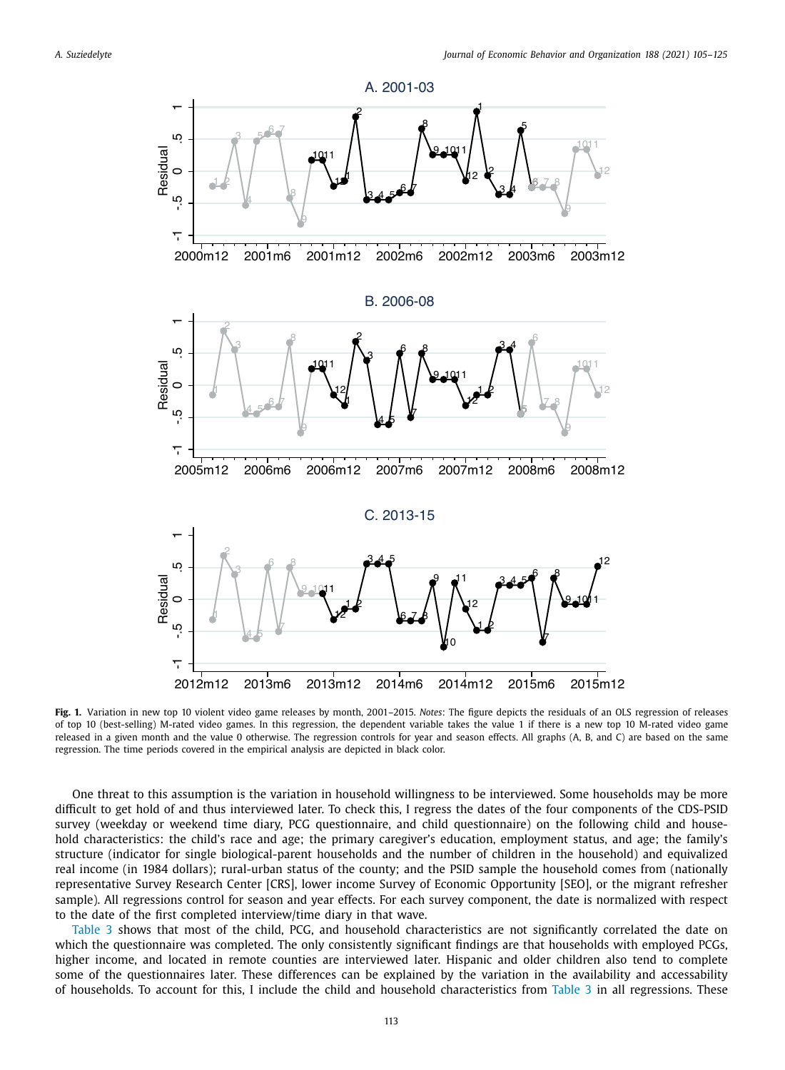**Fig. 1.** Variation in new top 10 violent video game releases by month, 2001–2015. *Notes*: The figure depicts the residuals of an OLS regression of releases of top 10 (best-selling) M-rated video games. In this regression, the dependent variable takes the value 1 if there is a new top 10 M-rated video game released in a given month and the value 0 otherwise. The regression controls for year and season effects. All graphs (A, B, and C) are based on the same regression. The time periods covered in the empirical analysis are depicted in black color.

One threat to this assumption is the variation in household willingness to be interviewed. Some households may be more difficult to get hold of and thus interviewed later. To check this, I regress the dates of the four components of the CDS-PSID survey (weekday or weekend time diary, PCG questionnaire, and child questionnaire) on the following child and household characteristics: the child's race and age; the primary caregiver's education, employment status, and age; the family's structure (indicator for single biological-parent households and the number of children in the household) and equivalized real income (in 1984 dollars); rural-urban status of the county; and the PSID sample the household comes from (nationally representative Survey Research Center [CRS], lower income Survey of Economic Opportunity [SEO], or the migrant refresher sample). All regressions control for season and year effects. For each survey component, the date is normalized with respect to the date of the first completed interview/time diary in that wave.

Table 3 shows that most of the child, PCG, and household characteristics are not significantly correlated the date on which the questionnaire was completed. The only consistently significant findings are that households with employed PCGs, higher income, and located in remote counties are interviewed later. Hispanic and older children also tend to complete some of the questionnaires later. These differences can be explained by the variation in the availability and accessability of households. To account for this, I include the child and household characteristics from Table 3 in all regressions. These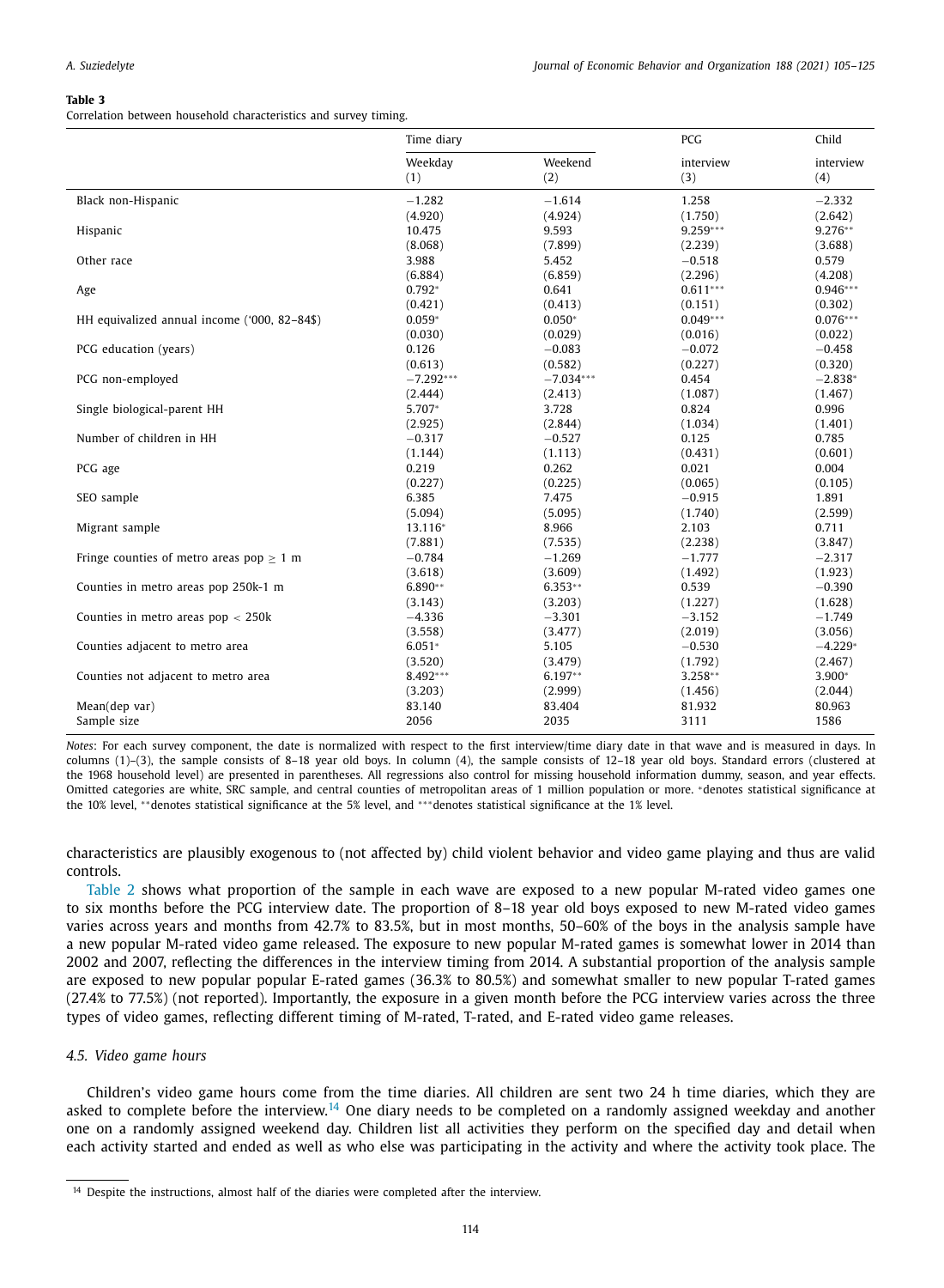**Table 3**
Correlation between household characteristics and survey timing.

| | Time diary | | PCG | Child |
|---|---|---|---|---|
| | Weekday (1) | Weekend (2) | interview (3) | interview (4) |
| Black non-Hispanic | −1.282 | −1.614 | 1.258 | −2.332 |
| | (4.920) | (4.924) | (1.750) | (2.642) |
| Hispanic | 10.475 | 9.593 | 9.259*** | 9.276** |
| | (8.068) | (7.899) | (2.239) | (3.688) |
| Other race | 3.988 | 5.452 | −0.518 | 0.579 |
| | (6.884) | (6.859) | (2.296) | (4.208) |
| Age | 0.792* | 0.641 | 0.611*** | 0.946*** |
| | (0.421) | (0.413) | (0.151) | (0.302) |
| HH equivalized annual income ('000, 82–84$) | 0.059* | 0.050* | 0.049*** | 0.076*** |
| | (0.030) | (0.029) | (0.016) | (0.022) |
| PCG education (years) | 0.126 | −0.083 | −0.072 | −0.458 |
| | (0.613) | (0.582) | (0.227) | (0.320) |
| PCG non-employed | −7.292*** | −7.034*** | 0.454 | −2.838* |
| | (2.444) | (2.413) | (1.087) | (1.467) |
| Single biological-parent HH | 5.707* | 3.728 | 0.824 | 0.996 |
| | (2.925) | (2.844) | (1.034) | (1.401) |
| Number of children in HH | −0.317 | −0.527 | 0.125 | 0.785 |
| | (1.144) | (1.113) | (0.431) | (0.601) |
| PCG age | 0.219 | 0.262 | 0.021 | 0.004 |
| | (0.227) | (0.225) | (0.065) | (0.105) |
| SEO sample | 6.385 | 7.475 | −0.915 | 1.891 |
| | (5.094) | (5.095) | (1.740) | (2.599) |
| Migrant sample | 13.116* | 8.966 | 2.103 | 0.711 |
| | (7.881) | (7.535) | (2.238) | (3.847) |
| Fringe counties of metro areas pop ≥ 1 m | −0.784 | −1.269 | −1.777 | −2.317 |
| | (3.618) | (3.609) | (1.492) | (1.923) |
| Counties in metro areas pop 250k-1 m | 6.890** | 6.353** | 0.539 | −0.390 |
| | (3.143) | (3.203) | (1.227) | (1.628) |
| Counties in metro areas pop < 250k | −4.336 | −3.301 | −3.152 | −1.749 |
| | (3.558) | (3.477) | (2.019) | (3.056) |
| Counties adjacent to metro area | 6.051* | 5.105 | −0.530 | −4.229* |
| | (3.520) | (3.479) | (1.792) | (2.467) |
| Counties not adjacent to metro area | 8.492*** | 6.197** | 3.258** | 3.900* |
| | (3.203) | (2.999) | (1.456) | (2.044) |
| Mean(dep var) | 83.140 | 83.404 | 81.932 | 80.963 |
| Sample size | 2056 | 2035 | 3111 | 1586 |

*Notes*: For each survey component, the date is normalized with respect to the first interview/time diary date in that wave and is measured in days. In columns (1)–(3), the sample consists of 8–18 year old boys. In column (4), the sample consists of 12–18 year old boys. Standard errors (clustered at the 1968 household level) are presented in parentheses. All regressions also control for missing household information dummy, season, and year effects. Omitted categories are white, SRC sample, and central counties of metropolitan areas of 1 million population or more. *denotes statistical significance at the 10% level, **denotes statistical significance at the 5% level, and ***denotes statistical significance at the 1% level.

characteristics are plausibly exogenous to (not affected by) child violent behavior and video game playing and thus are valid controls.

Table 2 shows what proportion of the sample in each wave are exposed to a new popular M-rated video games one to six months before the PCG interview date. The proportion of 8–18 year old boys exposed to new M-rated video games varies across years and months from 42.7% to 83.5%, but in most months, 50–60% of the boys in the analysis sample have a new popular M-rated video game released. The exposure to new popular M-rated games is somewhat lower in 2014 than 2002 and 2007, reflecting the differences in the interview timing from 2014. A substantial proportion of the analysis sample are exposed to new popular popular E-rated games (36.3% to 80.5%) and somewhat smaller to new popular T-rated games (27.4% to 77.5%) (not reported). Importantly, the exposure in a given month before the PCG interview varies across the three types of video games, reflecting different timing of M-rated, T-rated, and E-rated video game releases.

### *4.5. Video game hours*

Children's video game hours come from the time diaries. All children are sent two 24 h time diaries, which they are asked to complete before the interview.[14] One diary needs to be completed on a randomly assigned weekday and another one on a randomly assigned weekend day. Children list all activities they perform on the specified day and detail when each activity started and ended as well as who else was participating in the activity and where the activity took place. The

[14] Despite the instructions, almost half of the diaries were completed after the interview.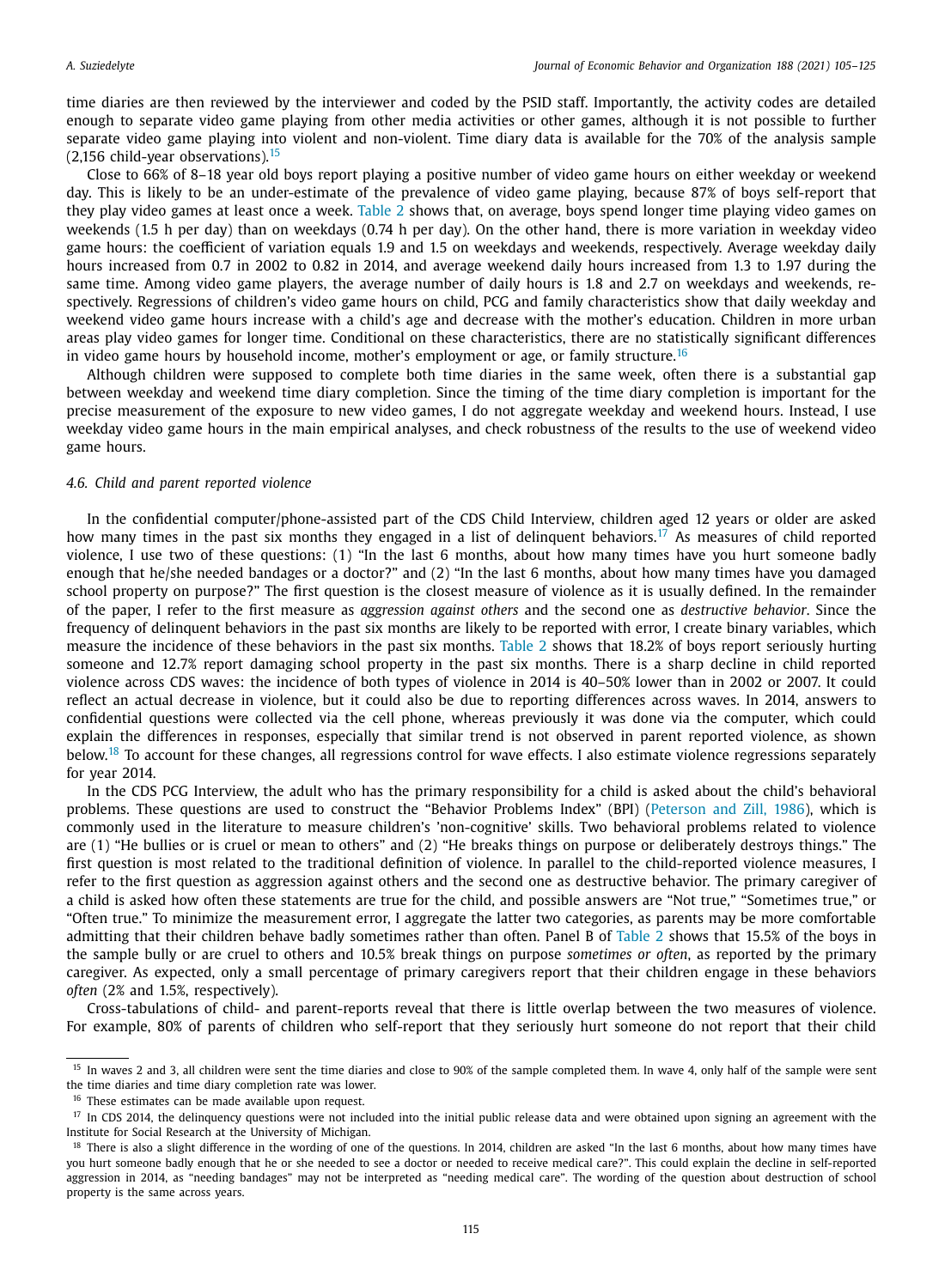time diaries are then reviewed by the interviewer and coded by the PSID staff. Importantly, the activity codes are detailed enough to separate video game playing from other media activities or other games, although it is not possible to further separate video game playing into violent and non-violent. Time diary data is available for the 70% of the analysis sample (2,156 child-year observations).[15]

Close to 66% of 8–18 year old boys report playing a positive number of video game hours on either weekday or weekend day. This is likely to be an under-estimate of the prevalence of video game playing, because 87% of boys self-report that they play video games at least once a week. Table 2 shows that, on average, boys spend longer time playing video games on weekends (1.5 h per day) than on weekdays (0.74 h per day). On the other hand, there is more variation in weekday video game hours: the coefficient of variation equals 1.9 and 1.5 on weekdays and weekends, respectively. Average weekday daily hours increased from 0.7 in 2002 to 0.82 in 2014, and average weekend daily hours increased from 1.3 to 1.97 during the same time. Among video game players, the average number of daily hours is 1.8 and 2.7 on weekdays and weekends, respectively. Regressions of children's video game hours on child, PCG and family characteristics show that daily weekday and weekend video game hours increase with a child's age and decrease with the mother's education. Children in more urban areas play video games for longer time. Conditional on these characteristics, there are no statistically significant differences in video game hours by household income, mother's employment or age, or family structure.[16]

Although children were supposed to complete both time diaries in the same week, often there is a substantial gap between weekday and weekend time diary completion. Since the timing of the time diary completion is important for the precise measurement of the exposure to new video games, I do not aggregate weekday and weekend hours. Instead, I use weekday video game hours in the main empirical analyses, and check robustness of the results to the use of weekend video game hours.

### *4.6. Child and parent reported violence*

In the confidential computer/phone-assisted part of the CDS Child Interview, children aged 12 years or older are asked how many times in the past six months they engaged in a list of delinquent behaviors.[17] As measures of child reported violence, I use two of these questions: (1) "In the last 6 months, about how many times have you hurt someone badly enough that he/she needed bandages or a doctor?" and (2) "In the last 6 months, about how many times have you damaged school property on purpose?" The first question is the closest measure of violence as it is usually defined. In the remainder of the paper, I refer to the first measure as *aggression against others* and the second one as *destructive behavior*. Since the frequency of delinquent behaviors in the past six months are likely to be reported with error, I create binary variables, which measure the incidence of these behaviors in the past six months. Table 2 shows that 18.2% of boys report seriously hurting someone and 12.7% report damaging school property in the past six months. There is a sharp decline in child reported violence across CDS waves: the incidence of both types of violence in 2014 is 40–50% lower than in 2002 or 2007. It could reflect an actual decrease in violence, but it could also be due to reporting differences across waves. In 2014, answers to confidential questions were collected via the cell phone, whereas previously it was done via the computer, which could explain the differences in responses, especially that similar trend is not observed in parent reported violence, as shown below.[18] To account for these changes, all regressions control for wave effects. I also estimate violence regressions separately for year 2014.

In the CDS PCG Interview, the adult who has the primary responsibility for a child is asked about the child's behavioral problems. These questions are used to construct the "Behavior Problems Index" (BPI) (Peterson and Zill, 1986), which is commonly used in the literature to measure children's 'non-cognitive' skills. Two behavioral problems related to violence are (1) "He bullies or is cruel or mean to others" and (2) "He breaks things on purpose or deliberately destroys things." The first question is most related to the traditional definition of violence. In parallel to the child-reported violence measures, I refer to the first question as aggression against others and the second one as destructive behavior. The primary caregiver of a child is asked how often these statements are true for the child, and possible answers are "Not true," "Sometimes true," or "Often true." To minimize the measurement error, I aggregate the latter two categories, as parents may be more comfortable admitting that their children behave badly sometimes rather than often. Panel B of Table 2 shows that 15.5% of the boys in the sample bully or are cruel to others and 10.5% break things on purpose *sometimes or often*, as reported by the primary caregiver. As expected, only a small percentage of primary caregivers report that their children engage in these behaviors *often* (2% and 1.5%, respectively).

Cross-tabulations of child- and parent-reports reveal that there is little overlap between the two measures of violence. For example, 80% of parents of children who self-report that they seriously hurt someone do not report that their child

---

[15] In waves 2 and 3, all children were sent the time diaries and close to 90% of the sample completed them. In wave 4, only half of the sample were sent the time diaries and time diary completion rate was lower.

[16] These estimates can be made available upon request.

[17] In CDS 2014, the delinquency questions were not included into the initial public release data and were obtained upon signing an agreement with the Institute for Social Research at the University of Michigan.

[18] There is also a slight difference in the wording of one of the questions. In 2014, children are asked "In the last 6 months, about how many times have you hurt someone badly enough that he or she needed to see a doctor or needed to receive medical care?". This could explain the decline in self-reported aggression in 2014, as "needing bandages" may not be interpreted as "needing medical care". The wording of the question about destruction of school property is the same across years.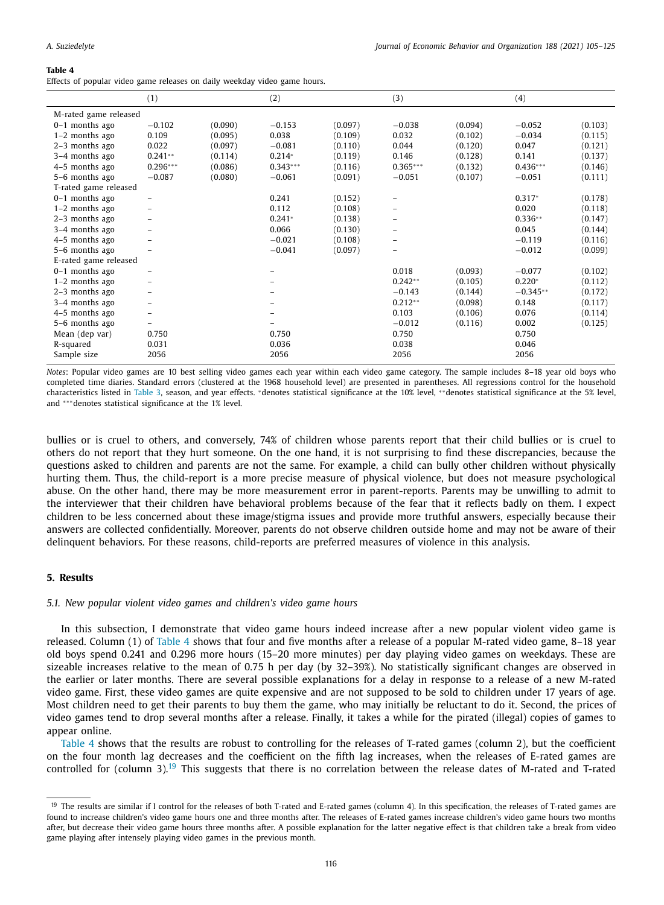**Table 4**
Effects of popular video game releases on daily weekday video game hours.

| | (1) | | (2) | | (3) | | (4) | |
|---|---|---|---|---|---|---|---|---|
| M-rated game released | | | | | | | | |
| 0–1 months ago | −0.102 | (0.090) | −0.153 | (0.097) | −0.038 | (0.094) | −0.052 | (0.103) |
| 1–2 months ago | 0.109 | (0.095) | 0.038 | (0.109) | 0.032 | (0.102) | −0.034 | (0.115) |
| 2–3 months ago | 0.022 | (0.097) | −0.081 | (0.110) | 0.044 | (0.120) | 0.047 | (0.121) |
| 3–4 months ago | 0.241** | (0.114) | 0.214* | (0.119) | 0.146 | (0.128) | 0.141 | (0.137) |
| 4–5 months ago | 0.296*** | (0.086) | 0.343*** | (0.116) | 0.365*** | (0.132) | 0.436*** | (0.146) |
| 5–6 months ago | −0.087 | (0.080) | −0.061 | (0.091) | −0.051 | (0.107) | −0.051 | (0.111) |
| T-rated game released | | | | | | | | |
| 0–1 months ago | – | | 0.241 | (0.152) | – | | 0.317* | (0.178) |
| 1–2 months ago | – | | 0.112 | (0.108) | – | | 0.020 | (0.118) |
| 2–3 months ago | – | | 0.241* | (0.138) | – | | 0.336** | (0.147) |
| 3–4 months ago | – | | 0.066 | (0.130) | – | | 0.045 | (0.144) |
| 4–5 months ago | – | | −0.021 | (0.108) | – | | −0.119 | (0.116) |
| 5–6 months ago | – | | −0.041 | (0.097) | – | | −0.012 | (0.099) |
| E-rated game released | | | | | | | | |
| 0–1 months ago | – | | – | | 0.018 | (0.093) | −0.077 | (0.102) |
| 1–2 months ago | – | | – | | 0.242** | (0.105) | 0.220* | (0.112) |
| 2–3 months ago | – | | – | | −0.143 | (0.144) | −0.345** | (0.172) |
| 3–4 months ago | – | | – | | 0.212** | (0.098) | 0.148 | (0.117) |
| 4–5 months ago | – | | – | | 0.103 | (0.106) | 0.076 | (0.114) |
| 5–6 months ago | – | | – | | −0.012 | (0.116) | 0.002 | (0.125) |
| Mean (dep var) | 0.750 | | 0.750 | | 0.750 | | 0.750 | |
| R-squared | 0.031 | | 0.036 | | 0.038 | | 0.046 | |
| Sample size | 2056 | | 2056 | | 2056 | | 2056 | |

*Notes*: Popular video games are 10 best selling video games each year within each video game category. The sample includes 8–18 year old boys who completed time diaries. Standard errors (clustered at the 1968 household level) are presented in parentheses. All regressions control for the household characteristics listed in Table 3, season, and year effects. *denotes statistical significance at the 10% level, **denotes statistical significance at the 5% level, and ***denotes statistical significance at the 1% level.

bullies or is cruel to others, and conversely, 74% of children whose parents report that their child bullies or is cruel to others do not report that they hurt someone. On the one hand, it is not surprising to find these discrepancies, because the questions asked to children and parents are not the same. For example, a child can bully other children without physically hurting them. Thus, the child-report is a more precise measure of physical violence, but does not measure psychological abuse. On the other hand, there may be more measurement error in parent-reports. Parents may be unwilling to admit to the interviewer that their children have behavioral problems because of the fear that it reflects badly on them. I expect children to be less concerned about these image/stigma issues and provide more truthful answers, especially because their answers are collected confidentially. Moreover, parents do not observe children outside home and may not be aware of their delinquent behaviors. For these reasons, child-reports are preferred measures of violence in this analysis.

## 5. Results

### 5.1. New popular violent video games and children's video game hours

In this subsection, I demonstrate that video game hours indeed increase after a new popular violent video game is released. Column (1) of Table 4 shows that four and five months after a release of a popular M-rated video game, 8–18 year old boys spend 0.241 and 0.296 more hours (15–20 more minutes) per day playing video games on weekdays. These are sizeable increases relative to the mean of 0.75 h per day (by 32–39%). No statistically significant changes are observed in the earlier or later months. There are several possible explanations for a delay in response to a release of a new M-rated video game. First, these video games are quite expensive and are not supposed to be sold to children under 17 years of age. Most children need to get their parents to buy them the game, who may initially be reluctant to do it. Second, the prices of video games tend to drop several months after a release. Finally, it takes a while for the pirated (illegal) copies of games to appear online.

Table 4 shows that the results are robust to controlling for the releases of T-rated games (column 2), but the coefficient on the four month lag decreases and the coefficient on the fifth lag increases, when the releases of E-rated games are controlled for (column 3).[19] This suggests that there is no correlation between the release dates of M-rated and T-rated

[19] The results are similar if I control for the releases of both T-rated and E-rated games (column 4). In this specification, the releases of T-rated games are found to increase children's video game hours one and three months after. The releases of E-rated games increase children's video game hours two months after, but decrease their video game hours three months after. A possible explanation for the latter negative effect is that children take a break from video game playing after intensely playing video games in the previous month.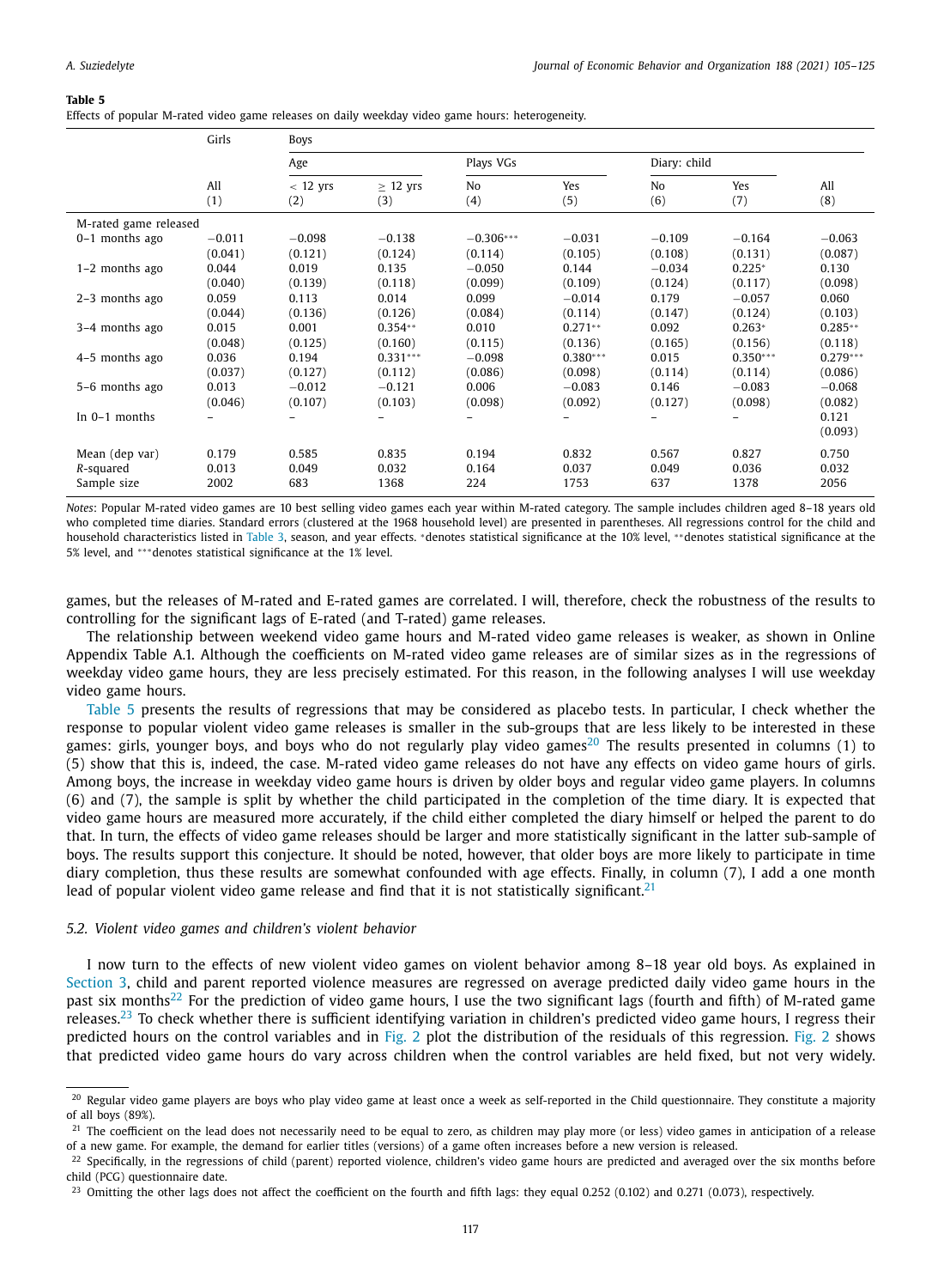**Table 5**
Effects of popular M-rated video game releases on daily weekday video game hours: heterogeneity.

| | Girls | Boys | | | | | | |
|---|---|---|---|---|---|---|---|---|
| | | Age | | Plays VGs | | Diary: child | | |
| | All (1) | < 12 yrs (2) | ≥ 12 yrs (3) | No (4) | Yes (5) | No (6) | Yes (7) | All (8) |
| M-rated game released | | | | | | | | |
| 0–1 months ago | −0.011 | −0.098 | −0.138 | −0.306*** | −0.031 | −0.109 | −0.164 | −0.063 |
| | (0.041) | (0.121) | (0.124) | (0.114) | (0.105) | (0.108) | (0.131) | (0.087) |
| 1–2 months ago | 0.044 | 0.019 | 0.135 | −0.050 | 0.144 | −0.034 | 0.225* | 0.130 |
| | (0.040) | (0.139) | (0.118) | (0.099) | (0.109) | (0.124) | (0.117) | (0.098) |
| 2–3 months ago | 0.059 | 0.113 | 0.014 | 0.099 | −0.014 | 0.179 | −0.057 | 0.060 |
| | (0.044) | (0.136) | (0.126) | (0.084) | (0.114) | (0.147) | (0.124) | (0.103) |
| 3–4 months ago | 0.015 | 0.001 | 0.354** | 0.010 | 0.271** | 0.092 | 0.263* | 0.285** |
| | (0.048) | (0.125) | (0.160) | (0.115) | (0.136) | (0.165) | (0.156) | (0.118) |
| 4–5 months ago | 0.036 | 0.194 | 0.331*** | −0.098 | 0.380*** | 0.015 | 0.350*** | 0.279*** |
| | (0.037) | (0.127) | (0.112) | (0.086) | (0.098) | (0.114) | (0.114) | (0.086) |
| 5–6 months ago | 0.013 | −0.012 | −0.121 | 0.006 | −0.083 | 0.146 | −0.083 | −0.068 |
| | (0.046) | (0.107) | (0.103) | (0.098) | (0.092) | (0.127) | (0.098) | (0.082) |
| In 0–1 months | – | – | – | – | – | – | – | 0.121 |
| | | | | | | | | (0.093) |
| Mean (dep var) | 0.179 | 0.585 | 0.835 | 0.194 | 0.832 | 0.567 | 0.827 | 0.750 |
| *R*-squared | 0.013 | 0.049 | 0.032 | 0.164 | 0.037 | 0.049 | 0.036 | 0.032 |
| Sample size | 2002 | 683 | 1368 | 224 | 1753 | 637 | 1378 | 2056 |

*Notes*: Popular M-rated video games are 10 best selling video games each year within M-rated category. The sample includes children aged 8–18 years old who completed time diaries. Standard errors (clustered at the 1968 household level) are presented in parentheses. All regressions control for the child and household characteristics listed in Table 3, season, and year effects. *denotes statistical significance at the 10% level, **denotes statistical significance at the 5% level, and ***denotes statistical significance at the 1% level.

games, but the releases of M-rated and E-rated games are correlated. I will, therefore, check the robustness of the results to controlling for the significant lags of E-rated (and T-rated) game releases.

The relationship between weekend video game hours and M-rated video game releases is weaker, as shown in Online Appendix Table A.1. Although the coefficients on M-rated video game releases are of similar sizes as in the regressions of weekday video game hours, they are less precisely estimated. For this reason, in the following analyses I will use weekday video game hours.

Table 5 presents the results of regressions that may be considered as placebo tests. In particular, I check whether the response to popular violent video game releases is smaller in the sub-groups that are less likely to be interested in these games: girls, younger boys, and boys who do not regularly play video games[20] The results presented in columns (1) to (5) show that this is, indeed, the case. M-rated video game releases do not have any effects on video game hours of girls. Among boys, the increase in weekday video game hours is driven by older boys and regular video game players. In columns (6) and (7), the sample is split by whether the child participated in the completion of the time diary. It is expected that video game hours are measured more accurately, if the child either completed the diary himself or helped the parent to do that. In turn, the effects of video game releases should be larger and more statistically significant in the latter sub-sample of boys. The results support this conjecture. It should be noted, however, that older boys are more likely to participate in time diary completion, thus these results are somewhat confounded with age effects. Finally, in column (7), I add a one month lead of popular violent video game release and find that it is not statistically significant.[21]

### 5.2. Violent video games and children's violent behavior

I now turn to the effects of new violent video games on violent behavior among 8–18 year old boys. As explained in Section 3, child and parent reported violence measures are regressed on average predicted daily video game hours in the past six months[22] For the prediction of video game hours, I use the two significant lags (fourth and fifth) of M-rated game releases.[23] To check whether there is sufficient identifying variation in children's predicted video game hours, I regress their predicted hours on the control variables and in Fig. 2 plot the distribution of the residuals of this regression. Fig. 2 shows that predicted video game hours do vary across children when the control variables are held fixed, but not very widely.

[20] Regular video game players are boys who play video game at least once a week as self-reported in the Child questionnaire. They constitute a majority of all boys (89%).

[21] The coefficient on the lead does not necessarily need to be equal to zero, as children may play more (or less) video games in anticipation of a release of a new game. For example, the demand for earlier titles (versions) of a game often increases before a new version is released.

[22] Specifically, in the regressions of child (parent) reported violence, children's video game hours are predicted and averaged over the six months before child (PCG) questionnaire date.

[23] Omitting the other lags does not affect the coefficient on the fourth and fifth lags: they equal 0.252 (0.102) and 0.271 (0.073), respectively.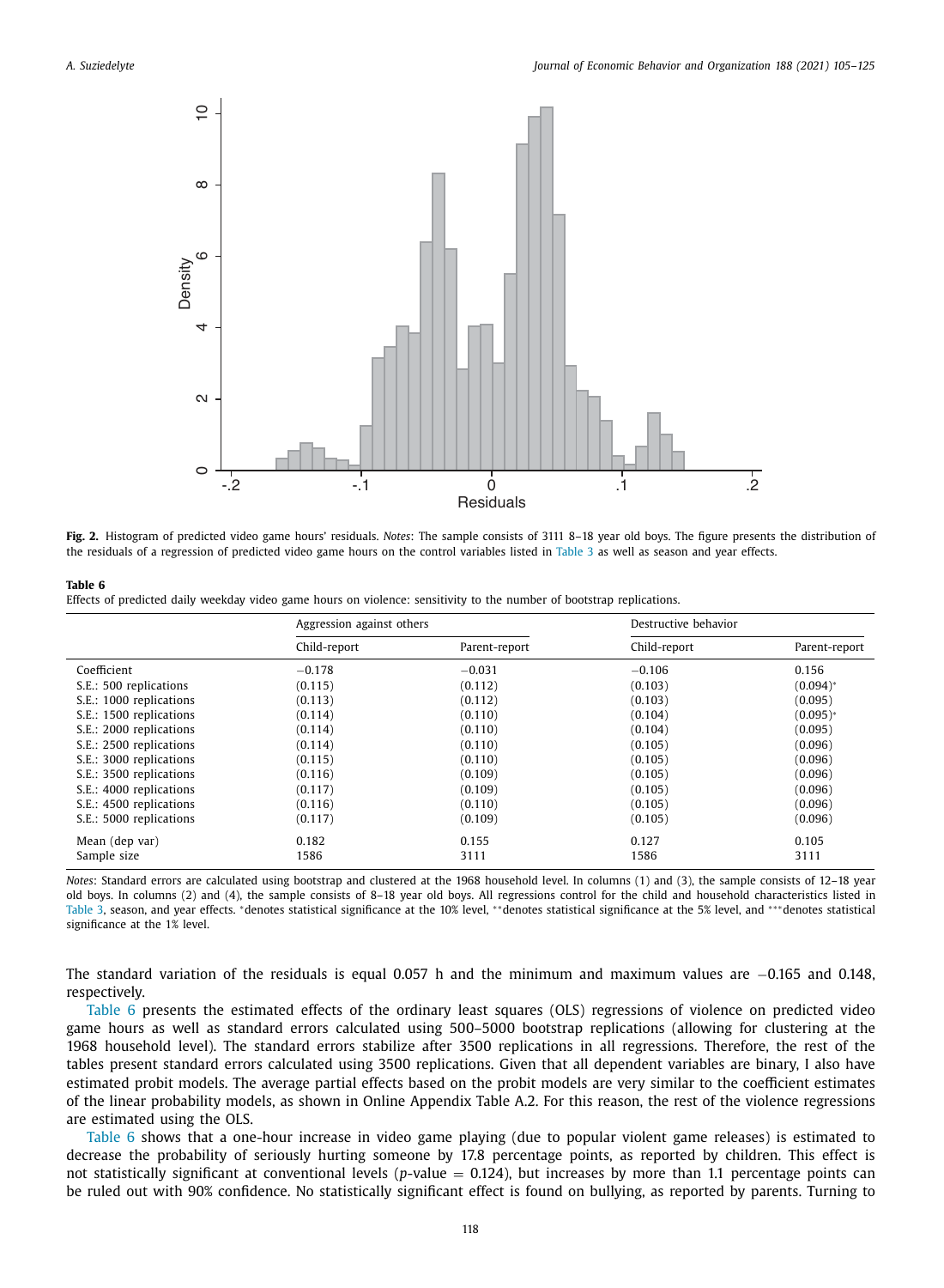**Fig. 2.** Histogram of predicted video game hours' residuals. *Notes*: The sample consists of 3111 8–18 year old boys. The figure presents the distribution of the residuals of a regression of predicted video game hours on the control variables listed in Table 3 as well as season and year effects.

**Table 6**
Effects of predicted daily weekday video game hours on violence: sensitivity to the number of bootstrap replications.

| | Aggression against others | | Destructive behavior | |
|---|---|---|---|---|
| | Child-report | Parent-report | Child-report | Parent-report |
| Coefficient | −0.178 | −0.031 | −0.106 | 0.156 |
| S.E.: 500 replications | (0.115) | (0.112) | (0.103) | (0.094)* |
| S.E.: 1000 replications | (0.113) | (0.112) | (0.103) | (0.095) |
| S.E.: 1500 replications | (0.114) | (0.110) | (0.104) | (0.095)* |
| S.E.: 2000 replications | (0.114) | (0.110) | (0.104) | (0.095) |
| S.E.: 2500 replications | (0.114) | (0.110) | (0.105) | (0.096) |
| S.E.: 3000 replications | (0.115) | (0.110) | (0.105) | (0.096) |
| S.E.: 3500 replications | (0.116) | (0.109) | (0.105) | (0.096) |
| S.E.: 4000 replications | (0.117) | (0.109) | (0.105) | (0.096) |
| S.E.: 4500 replications | (0.116) | (0.110) | (0.105) | (0.096) |
| S.E.: 5000 replications | (0.117) | (0.109) | (0.105) | (0.096) |
| Mean (dep var) | 0.182 | 0.155 | 0.127 | 0.105 |
| Sample size | 1586 | 3111 | 1586 | 3111 |

*Notes*: Standard errors are calculated using bootstrap and clustered at the 1968 household level. In columns (1) and (3), the sample consists of 12–18 year old boys. In columns (2) and (4), the sample consists of 8–18 year old boys. All regressions control for the child and household characteristics listed in Table 3, season, and year effects. *denotes statistical significance at the 10% level, **denotes statistical significance at the 5% level, and ***denotes statistical significance at the 1% level.

The standard variation of the residuals is equal 0.057 h and the minimum and maximum values are −0.165 and 0.148, respectively.

Table 6 presents the estimated effects of the ordinary least squares (OLS) regressions of violence on predicted video game hours as well as standard errors calculated using 500–5000 bootstrap replications (allowing for clustering at the 1968 household level). The standard errors stabilize after 3500 replications in all regressions. Therefore, the rest of the tables present standard errors calculated using 3500 replications. Given that all dependent variables are binary, I also have estimated probit models. The average partial effects based on the probit models are very similar to the coefficient estimates of the linear probability models, as shown in Online Appendix Table A.2. For this reason, the rest of the violence regressions are estimated using the OLS.

Table 6 shows that a one-hour increase in video game playing (due to popular violent game releases) is estimated to decrease the probability of seriously hurting someone by 17.8 percentage points, as reported by children. This effect is not statistically significant at conventional levels ($p$-value = 0.124), but increases by more than 1.1 percentage points can be ruled out with 90% confidence. No statistically significant effect is found on bullying, as reported by parents. Turning to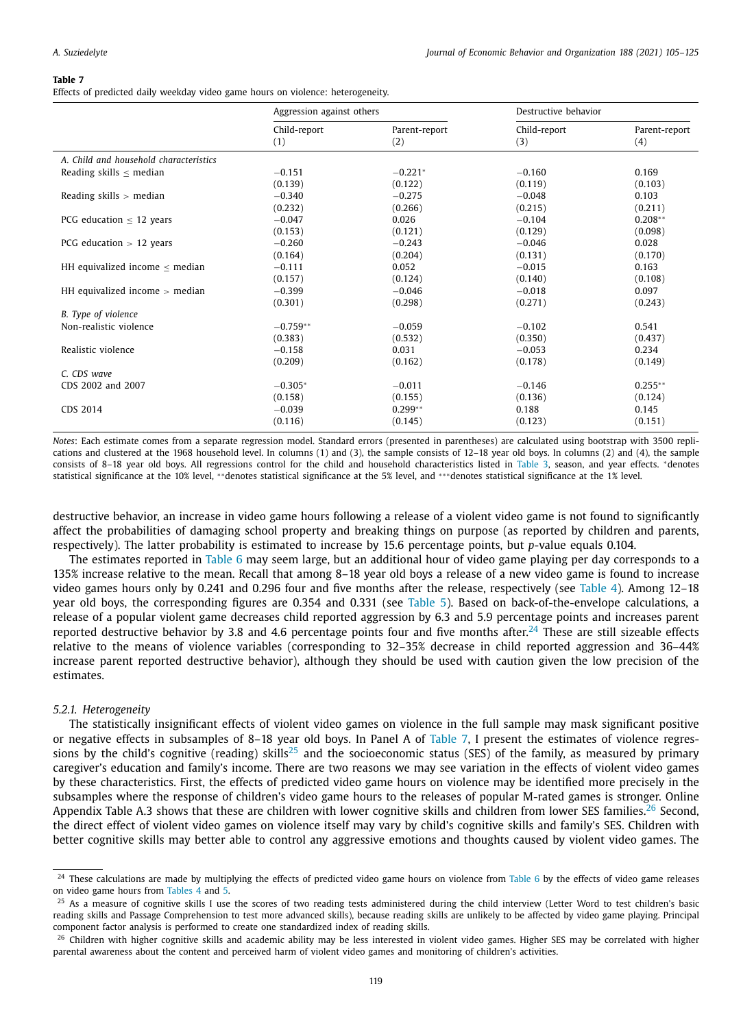**Table 7**
Effects of predicted daily weekday video game hours on violence: heterogeneity.

| | Aggression against others | | Destructive behavior | |
|---|---|---|---|---|
| | Child-report (1) | Parent-report (2) | Child-report (3) | Parent-report (4) |
| *A. Child and household characteristics* | | | | |
| Reading skills ≤ median | −0.151 | −0.221* | −0.160 | 0.169 |
| | (0.139) | (0.122) | (0.119) | (0.103) |
| Reading skills > median | −0.340 | −0.275 | −0.048 | 0.103 |
| | (0.232) | (0.266) | (0.215) | (0.211) |
| PCG education ≤ 12 years | −0.047 | 0.026 | −0.104 | 0.208** |
| | (0.153) | (0.121) | (0.129) | (0.098) |
| PCG education > 12 years | −0.260 | −0.243 | −0.046 | 0.028 |
| | (0.164) | (0.204) | (0.131) | (0.170) |
| HH equivalized income ≤ median | −0.111 | 0.052 | −0.015 | 0.163 |
| | (0.157) | (0.124) | (0.140) | (0.108) |
| HH equivalized income > median | −0.399 | −0.046 | −0.018 | 0.097 |
| | (0.301) | (0.298) | (0.271) | (0.243) |
| *B. Type of violence* | | | | |
| Non-realistic violence | −0.759** | −0.059 | −0.102 | 0.541 |
| | (0.383) | (0.532) | (0.350) | (0.437) |
| Realistic violence | −0.158 | 0.031 | −0.053 | 0.234 |
| | (0.209) | (0.162) | (0.178) | (0.149) |
| *C. CDS wave* | | | | |
| CDS 2002 and 2007 | −0.305* | −0.011 | −0.146 | 0.255** |
| | (0.158) | (0.155) | (0.136) | (0.124) |
| CDS 2014 | −0.039 | 0.299** | 0.188 | 0.145 |
| | (0.116) | (0.145) | (0.123) | (0.151) |

*Notes*: Each estimate comes from a separate regression model. Standard errors (presented in parentheses) are calculated using bootstrap with 3500 replications and clustered at the 1968 household level. In columns (1) and (3), the sample consists of 12–18 year old boys. In columns (2) and (4), the sample consists of 8–18 year old boys. All regressions control for the child and household characteristics listed in Table 3, season, and year effects. *denotes statistical significance at the 10% level, **denotes statistical significance at the 5% level, and ***denotes statistical significance at the 1% level.

destructive behavior, an increase in video game hours following a release of a violent video game is not found to significantly affect the probabilities of damaging school property and breaking things on purpose (as reported by children and parents, respectively). The latter probability is estimated to increase by 15.6 percentage points, but $p$-value equals 0.104.

The estimates reported in Table 6 may seem large, but an additional hour of video game playing per day corresponds to a 135% increase relative to the mean. Recall that among 8–18 year old boys a release of a new video game is found to increase video games hours only by 0.241 and 0.296 four and five months after the release, respectively (see Table 4). Among 12–18 year old boys, the corresponding figures are 0.354 and 0.331 (see Table 5). Based on back-of-the-envelope calculations, a release of a popular violent game decreases child reported aggression by 6.3 and 5.9 percentage points and increases parent reported destructive behavior by 3.8 and 4.6 percentage points four and five months after.[24] These are still sizeable effects relative to the means of violence variables (corresponding to 32–35% decrease in child reported aggression and 36–44% increase parent reported destructive behavior), although they should be used with caution given the low precision of the estimates.

#### 5.2.1. Heterogeneity

The statistically insignificant effects of violent video games on violence in the full sample may mask significant positive or negative effects in subsamples of 8–18 year old boys. In Panel A of Table 7, I present the estimates of violence regressions by the child's cognitive (reading) skills[25] and the socioeconomic status (SES) of the family, as measured by primary caregiver's education and family's income. There are two reasons we may see variation in the effects of violent video games by these characteristics. First, the effects of predicted video game hours on violence may be identified more precisely in the subsamples where the response of children's video game hours to the releases of popular M-rated games is stronger. Online Appendix Table A.3 shows that these are children with lower cognitive skills and children from lower SES families.[26] Second, the direct effect of violent video games on violence itself may vary by child's cognitive skills and family's SES. Children with better cognitive skills may better able to control any aggressive emotions and thoughts caused by violent video games. The

[24] These calculations are made by multiplying the effects of predicted video game hours on violence from Table 6 by the effects of video game releases on video game hours from Tables 4 and 5.

[25] As a measure of cognitive skills I use the scores of two reading tests administered during the child interview (Letter Word to test children's basic reading skills and Passage Comprehension to test more advanced skills), because reading skills are unlikely to be affected by video game playing. Principal component factor analysis is performed to create one standardized index of reading skills.

[26] Children with higher cognitive skills and academic ability may be less interested in violent video games. Higher SES may be correlated with higher parental awareness about the content and perceived harm of violent video games and monitoring of children's activities.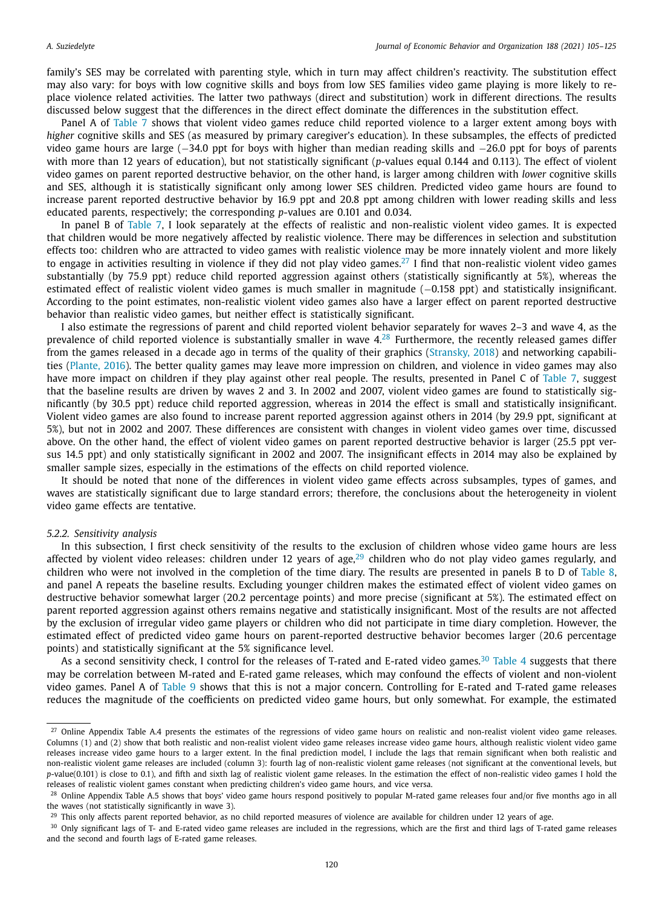family's SES may be correlated with parenting style, which in turn may affect children's reactivity. The substitution effect may also vary: for boys with low cognitive skills and boys from low SES families video game playing is more likely to replace violence related activities. The latter two pathways (direct and substitution) work in different directions. The results discussed below suggest that the differences in the direct effect dominate the differences in the substitution effect.

Panel A of Table 7 shows that violent video games reduce child reported violence to a larger extent among boys with *higher* cognitive skills and SES (as measured by primary caregiver's education). In these subsamples, the effects of predicted video game hours are large (−34.0 ppt for boys with higher than median reading skills and −26.0 ppt for boys of parents with more than 12 years of education), but not statistically significant (*p*-values equal 0.144 and 0.113). The effect of violent video games on parent reported destructive behavior, on the other hand, is larger among children with *lower* cognitive skills and SES, although it is statistically significant only among lower SES children. Predicted video game hours are found to increase parent reported destructive behavior by 16.9 ppt and 20.8 ppt among children with lower reading skills and less educated parents, respectively; the corresponding *p*-values are 0.101 and 0.034.

In panel B of Table 7, I look separately at the effects of realistic and non-realistic violent video games. It is expected that children would be more negatively affected by realistic violence. There may be differences in selection and substitution effects too: children who are attracted to video games with realistic violence may be more innately violent and more likely to engage in activities resulting in violence if they did not play video games.[27] I find that non-realistic violent video games substantially (by 75.9 ppt) reduce child reported aggression against others (statistically significantly at 5%), whereas the estimated effect of realistic violent video games is much smaller in magnitude (−0.158 ppt) and statistically insignificant. According to the point estimates, non-realistic violent video games also have a larger effect on parent reported destructive behavior than realistic video games, but neither effect is statistically significant.

I also estimate the regressions of parent and child reported violent behavior separately for waves 2–3 and wave 4, as the prevalence of child reported violence is substantially smaller in wave 4.[28] Furthermore, the recently released games differ from the games released in a decade ago in terms of the quality of their graphics (Stransky, 2018) and networking capabilities (Plante, 2016). The better quality games may leave more impression on children, and violence in video games may also have more impact on children if they play against other real people. The results, presented in Panel C of Table 7, suggest that the baseline results are driven by waves 2 and 3. In 2002 and 2007, violent video games are found to statistically significantly (by 30.5 ppt) reduce child reported aggression, whereas in 2014 the effect is small and statistically insignificant. Violent video games are also found to increase parent reported aggression against others in 2014 (by 29.9 ppt, significant at 5%), but not in 2002 and 2007. These differences are consistent with changes in violent video games over time, discussed above. On the other hand, the effect of violent video games on parent reported destructive behavior is larger (25.5 ppt versus 14.5 ppt) and only statistically significant in 2002 and 2007. The insignificant effects in 2014 may also be explained by smaller sample sizes, especially in the estimations of the effects on child reported violence.

It should be noted that none of the differences in violent video game effects across subsamples, types of games, and waves are statistically significant due to large standard errors; therefore, the conclusions about the heterogeneity in violent video game effects are tentative.

#### 5.2.2. Sensitivity analysis

In this subsection, I first check sensitivity of the results to the exclusion of children whose video game hours are less affected by violent video releases: children under 12 years of age,[29] children who do not play video games regularly, and children who were not involved in the completion of the time diary. The results are presented in panels B to D of Table 8, and panel A repeats the baseline results. Excluding younger children makes the estimated effect of violent video games on destructive behavior somewhat larger (20.2 percentage points) and more precise (significant at 5%). The estimated effect on parent reported aggression against others remains negative and statistically insignificant. Most of the results are not affected by the exclusion of irregular video game players or children who did not participate in time diary completion. However, the estimated effect of predicted video game hours on parent-reported destructive behavior becomes larger (20.6 percentage points) and statistically significant at the 5% significance level.

As a second sensitivity check, I control for the releases of T-rated and E-rated video games.[30] Table 4 suggests that there may be correlation between M-rated and E-rated game releases, which may confound the effects of violent and non-violent video games. Panel A of Table 9 shows that this is not a major concern. Controlling for E-rated and T-rated game releases reduces the magnitude of the coefficients on predicted video game hours, but only somewhat. For example, the estimated

---

[27] Online Appendix Table A.4 presents the estimates of the regressions of video game hours on realistic and non-realist violent video game releases. Columns (1) and (2) show that both realistic and non-realist violent video game releases increase video game hours, although realistic violent video game releases increase video game hours to a larger extent. In the final prediction model, I include the lags that remain significant when both realistic and non-realistic violent game releases are included (column 3): fourth lag of non-realistic violent game releases (not significant at the conventional levels, but *p*-value(0.101) is close to 0.1), and fifth and sixth lag of realistic violent game releases. In the estimation the effect of non-realistic video games I hold the releases of realistic violent games constant when predicting children's video game hours, and vice versa.

[28] Online Appendix Table A.5 shows that boys' video game hours respond positively to popular M-rated game releases four and/or five months ago in all the waves (not statistically significantly in wave 3).

[29] This only affects parent reported behavior, as no child reported measures of violence are available for children under 12 years of age.

[30] Only significant lags of T- and E-rated video game releases are included in the regressions, which are the first and third lags of T-rated game releases and the second and fourth lags of E-rated game releases.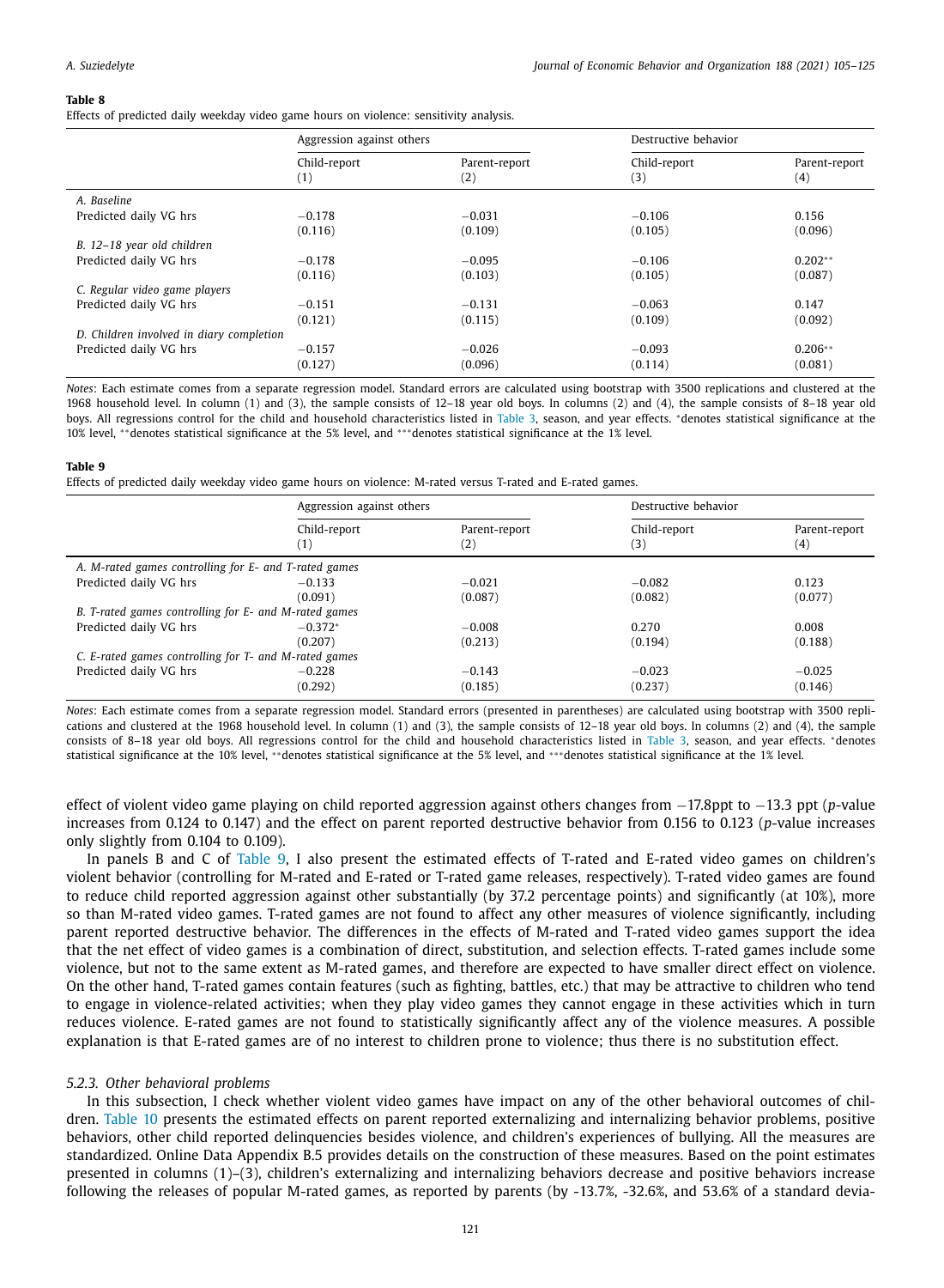**Table 8**
Effects of predicted daily weekday video game hours on violence: sensitivity analysis.

| | Aggression against others | | Destructive behavior | |
|---|---|---|---|---|
| | Child-report (1) | Parent-report (2) | Child-report (3) | Parent-report (4) |
| *A. Baseline* | | | | |
| Predicted daily VG hrs | −0.178 | −0.031 | −0.106 | 0.156 |
| | (0.116) | (0.109) | (0.105) | (0.096) |
| *B. 12–18 year old children* | | | | |
| Predicted daily VG hrs | −0.178 | −0.095 | −0.106 | 0.202** |
| | (0.116) | (0.103) | (0.105) | (0.087) |
| *C. Regular video game players* | | | | |
| Predicted daily VG hrs | −0.151 | −0.131 | −0.063 | 0.147 |
| | (0.121) | (0.115) | (0.109) | (0.092) |
| *D. Children involved in diary completion* | | | | |
| Predicted daily VG hrs | −0.157 | −0.026 | −0.093 | 0.206** |
| | (0.127) | (0.096) | (0.114) | (0.081) |

*Notes*: Each estimate comes from a separate regression model. Standard errors are calculated using bootstrap with 3500 replications and clustered at the 1968 household level. In column (1) and (3), the sample consists of 12–18 year old boys. In columns (2) and (4), the sample consists of 8–18 year old boys. All regressions control for the child and household characteristics listed in Table 3, season, and year effects. *denotes statistical significance at the 10% level, **denotes statistical significance at the 5% level, and ***denotes statistical significance at the 1% level.

**Table 9**
Effects of predicted daily weekday video game hours on violence: M-rated versus T-rated and E-rated games.

| | Aggression against others | | Destructive behavior | |
|---|---|---|---|---|
| | Child-report (1) | Parent-report (2) | Child-report (3) | Parent-report (4) |
| *A. M-rated games controlling for E- and T-rated games* | | | | |
| Predicted daily VG hrs | −0.133 | −0.021 | −0.082 | 0.123 |
| | (0.091) | (0.087) | (0.082) | (0.077) |
| *B. T-rated games controlling for E- and M-rated games* | | | | |
| Predicted daily VG hrs | −0.372* | −0.008 | 0.270 | 0.008 |
| | (0.207) | (0.213) | (0.194) | (0.188) |
| *C. E-rated games controlling for T- and M-rated games* | | | | |
| Predicted daily VG hrs | −0.228 | −0.143 | −0.023 | −0.025 |
| | (0.292) | (0.185) | (0.237) | (0.146) |

*Notes*: Each estimate comes from a separate regression model. Standard errors (presented in parentheses) are calculated using bootstrap with 3500 replications and clustered at the 1968 household level. In column (1) and (3), the sample consists of 12–18 year old boys. In columns (2) and (4), the sample consists of 8–18 year old boys. All regressions control for the child and household characteristics listed in Table 3, season, and year effects. *denotes statistical significance at the 10% level, **denotes statistical significance at the 5% level, and ***denotes statistical significance at the 1% level.

effect of violent video game playing on child reported aggression against others changes from −17.8ppt to −13.3 ppt ($p$-value increases from 0.124 to 0.147) and the effect on parent reported destructive behavior from 0.156 to 0.123 ($p$-value increases only slightly from 0.104 to 0.109).

In panels B and C of Table 9, I also present the estimated effects of T-rated and E-rated video games on children's violent behavior (controlling for M-rated and E-rated or T-rated game releases, respectively). T-rated video games are found to reduce child reported aggression against other substantially (by 37.2 percentage points) and significantly (at 10%), more so than M-rated video games. T-rated games are not found to affect any other measures of violence significantly, including parent reported destructive behavior. The differences in the effects of M-rated and T-rated video games support the idea that the net effect of video games is a combination of direct, substitution, and selection effects. T-rated games include some violence, but not to the same extent as M-rated games, and therefore are expected to have smaller direct effect on violence. On the other hand, T-rated games contain features (such as fighting, battles, etc.) that may be attractive to children who tend to engage in violence-related activities; when they play video games they cannot engage in these activities which in turn reduces violence. E-rated games are not found to statistically significantly affect any of the violence measures. A possible explanation is that E-rated games are of no interest to children prone to violence; thus there is no substitution effect.

### *5.2.3. Other behavioral problems*

In this subsection, I check whether violent video games have impact on any of the other behavioral outcomes of children. Table 10 presents the estimated effects on parent reported externalizing and internalizing behavior problems, positive behaviors, other child reported delinquencies besides violence, and children's experiences of bullying. All the measures are standardized. Online Data Appendix B.5 provides details on the construction of these measures. Based on the point estimates presented in columns (1)–(3), children's externalizing and internalizing behaviors decrease and positive behaviors increase following the releases of popular M-rated games, as reported by parents (by -13.7%, -32.6%, and 53.6% of a standard devia-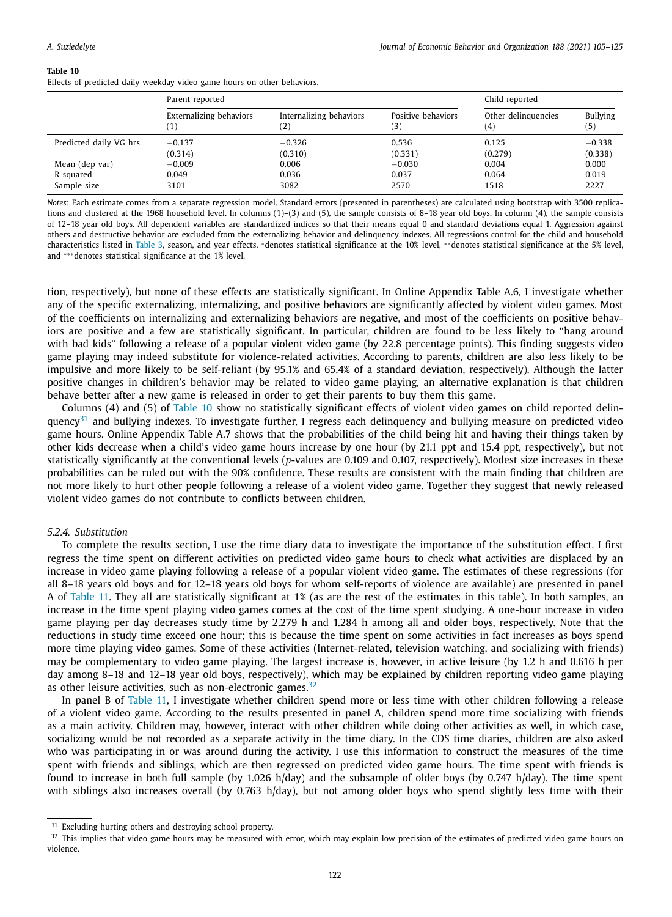**Table 10**
Effects of predicted daily weekday video game hours on other behaviors.

| | Parent reported | | | Child reported | |
|---|---|---|---|---|---|
| | Externalizing behaviors (1) | Internalizing behaviors (2) | Positive behaviors (3) | Other delinquencies (4) | Bullying (5) |
| Predicted daily VG hrs | −0.137 | −0.326 | 0.536 | 0.125 | −0.338 |
| | (0.314) | (0.310) | (0.331) | (0.279) | (0.338) |
| Mean (dep var) | −0.009 | 0.006 | −0.030 | 0.004 | 0.000 |
| R-squared | 0.049 | 0.036 | 0.037 | 0.064 | 0.019 |
| Sample size | 3101 | 3082 | 2570 | 1518 | 2227 |

*Notes*: Each estimate comes from a separate regression model. Standard errors (presented in parentheses) are calculated using bootstrap with 3500 replications and clustered at the 1968 household level. In columns (1)–(3) and (5), the sample consists of 8–18 year old boys. In column (4), the sample consists of 12–18 year old boys. All dependent variables are standardized indices so that their means equal 0 and standard deviations equal 1. Aggression against others and destructive behavior are excluded from the externalizing behavior and delinquency indexes. All regressions control for the child and household characteristics listed in Table 3, season, and year effects. *denotes statistical significance at the 10% level, **denotes statistical significance at the 5% level, and ***denotes statistical significance at the 1% level.

tion, respectively), but none of these effects are statistically significant. In Online Appendix Table A.6, I investigate whether any of the specific externalizing, internalizing, and positive behaviors are significantly affected by violent video games. Most of the coefficients on internalizing and externalizing behaviors are negative, and most of the coefficients on positive behaviors are positive and a few are statistically significant. In particular, children are found to be less likely to "hang around with bad kids" following a release of a popular violent video game (by 22.8 percentage points). This finding suggests video game playing may indeed substitute for violence-related activities. According to parents, children are also less likely to be impulsive and more likely to be self-reliant (by 95.1% and 65.4% of a standard deviation, respectively). Although the latter positive changes in children's behavior may be related to video game playing, an alternative explanation is that children behave better after a new game is released in order to get their parents to buy them this game.

Columns (4) and (5) of Table 10 show no statistically significant effects of violent video games on child reported delinquency[31] and bullying indexes. To investigate further, I regress each delinquency and bullying measure on predicted video game hours. Online Appendix Table A.7 shows that the probabilities of the child being hit and having their things taken by other kids decrease when a child's video game hours increase by one hour (by 21.1 ppt and 15.4 ppt, respectively), but not statistically significantly at the conventional levels ($p$-values are 0.109 and 0.107, respectively). Modest size increases in these probabilities can be ruled out with the 90% confidence. These results are consistent with the main finding that children are not more likely to hurt other people following a release of a violent video game. Together they suggest that newly released violent video games do not contribute to conflicts between children.

### *5.2.4. Substitution*

To complete the results section, I use the time diary data to investigate the importance of the substitution effect. I first regress the time spent on different activities on predicted video game hours to check what activities are displaced by an increase in video game playing following a release of a popular violent video game. The estimates of these regressions (for all 8–18 years old boys and for 12–18 years old boys for whom self-reports of violence are available) are presented in panel A of Table 11. They all are statistically significant at 1% (as are the rest of the estimates in this table). In both samples, an increase in the time spent playing video games comes at the cost of the time spent studying. A one-hour increase in video game playing per day decreases study time by 2.279 h and 1.284 h among all and older boys, respectively. Note that the reductions in study time exceed one hour; this is because the time spent on some activities in fact increases as boys spend more time playing video games. Some of these activities (Internet-related, television watching, and socializing with friends) may be complementary to video game playing. The largest increase is, however, in active leisure (by 1.2 h and 0.616 h per day among 8–18 and 12–18 year old boys, respectively), which may be explained by children reporting video game playing as other leisure activities, such as non-electronic games.[32]

In panel B of Table 11, I investigate whether children spend more or less time with other children following a release of a violent video game. According to the results presented in panel A, children spend more time socializing with friends as a main activity. Children may, however, interact with other children while doing other activities as well, in which case, socializing would be not recorded as a separate activity in the time diary. In the CDS time diaries, children are also asked who was participating in or was around during the activity. I use this information to construct the measures of the time spent with friends and siblings, which are then regressed on predicted video game hours. The time spent with friends is found to increase in both full sample (by 1.026 h/day) and the subsample of older boys (by 0.747 h/day). The time spent with siblings also increases overall (by 0.763 h/day), but not among older boys who spend slightly less time with their

[31] Excluding hurting others and destroying school property.

[32] This implies that video game hours may be measured with error, which may explain low precision of the estimates of predicted video game hours on violence.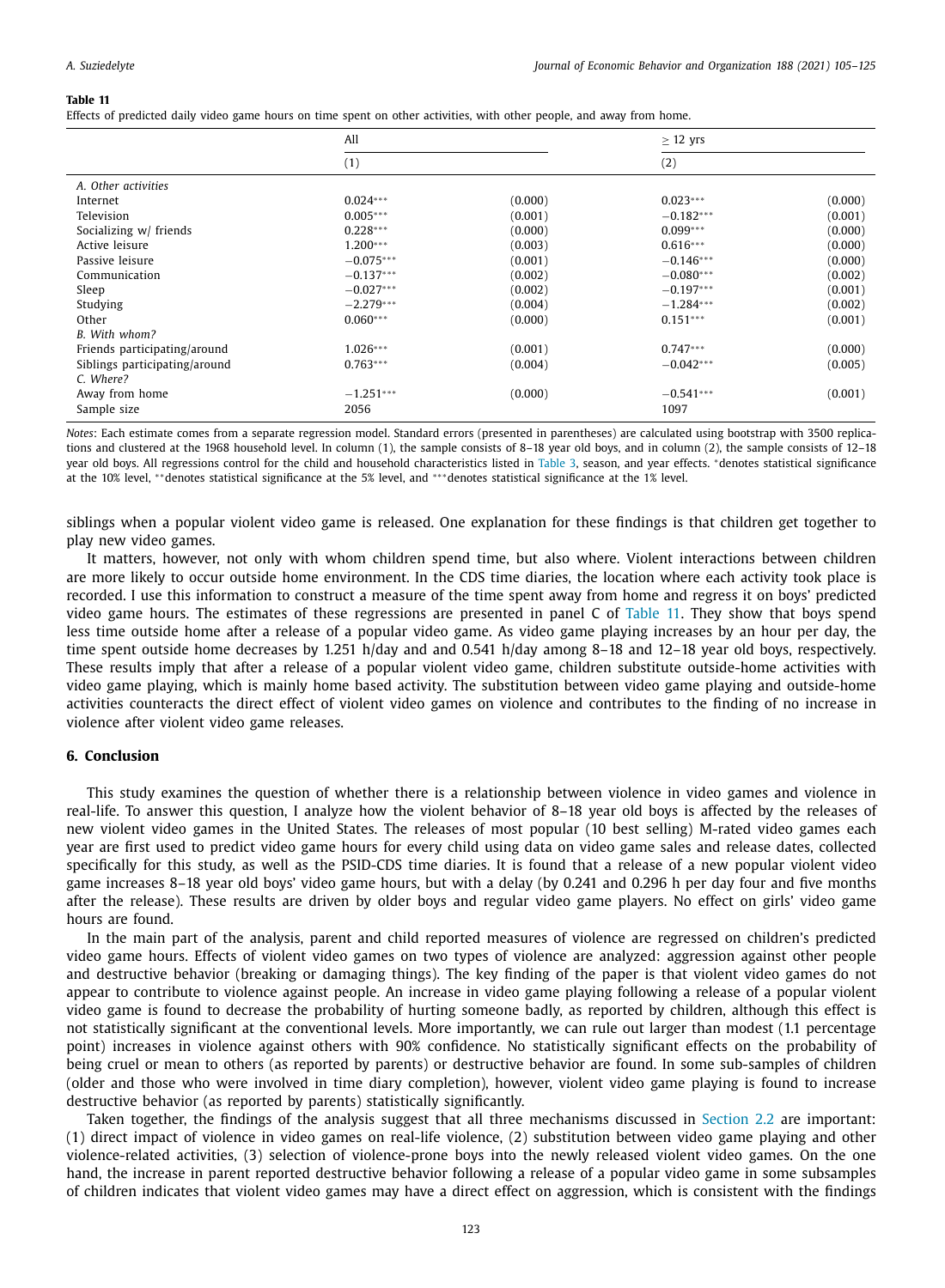**Table 11**

Effects of predicted daily video game hours on time spent on other activities, with other people, and away from home.

| | All | | ≥ 12 yrs | |
|---|---|---|---|---|
| | (1) | | (2) | |
| *A. Other activities* | | | | |
| Internet | 0.024*** | (0.000) | 0.023*** | (0.000) |
| Television | 0.005*** | (0.001) | −0.182*** | (0.001) |
| Socializing w/ friends | 0.228*** | (0.000) | 0.099*** | (0.000) |
| Active leisure | 1.200*** | (0.003) | 0.616*** | (0.000) |
| Passive leisure | −0.075*** | (0.001) | −0.146*** | (0.000) |
| Communication | −0.137*** | (0.002) | −0.080*** | (0.002) |
| Sleep | −0.027*** | (0.002) | −0.197*** | (0.001) |
| Studying | −2.279*** | (0.004) | −1.284*** | (0.002) |
| Other | 0.060*** | (0.000) | 0.151*** | (0.001) |
| *B. With whom?* | | | | |
| Friends participating/around | 1.026*** | (0.001) | 0.747*** | (0.000) |
| Siblings participating/around | 0.763*** | (0.004) | −0.042*** | (0.005) |
| *C. Where?* | | | | |
| Away from home | −1.251*** | (0.000) | −0.541*** | (0.001) |
| Sample size | 2056 | | 1097 | |

*Notes*: Each estimate comes from a separate regression model. Standard errors (presented in parentheses) are calculated using bootstrap with 3500 replications and clustered at the 1968 household level. In column (1), the sample consists of 8–18 year old boys, and in column (2), the sample consists of 12–18 year old boys. All regressions control for the child and household characteristics listed in Table 3, season, and year effects. *denotes statistical significance at the 10% level, **denotes statistical significance at the 5% level, and ***denotes statistical significance at the 1% level.

siblings when a popular violent video game is released. One explanation for these findings is that children get together to play new video games.

It matters, however, not only with whom children spend time, but also where. Violent interactions between children are more likely to occur outside home environment. In the CDS time diaries, the location where each activity took place is recorded. I use this information to construct a measure of the time spent away from home and regress it on boys' predicted video game hours. The estimates of these regressions are presented in panel C of Table 11. They show that boys spend less time outside home after a release of a popular video game. As video game playing increases by an hour per day, the time spent outside home decreases by 1.251 h/day and and 0.541 h/day among 8–18 and 12–18 year old boys, respectively. These results imply that after a release of a popular violent video game, children substitute outside-home activities with video game playing, which is mainly home based activity. The substitution between video game playing and outside-home activities counteracts the direct effect of violent video games on violence and contributes to the finding of no increase in violence after violent video game releases.

## 6. Conclusion

This study examines the question of whether there is a relationship between violence in video games and violence in real-life. To answer this question, I analyze how the violent behavior of 8–18 year old boys is affected by the releases of new violent video games in the United States. The releases of most popular (10 best selling) M-rated video games each year are first used to predict video game hours for every child using data on video game sales and release dates, collected specifically for this study, as well as the PSID-CDS time diaries. It is found that a release of a new popular violent video game increases 8–18 year old boys' video game hours, but with a delay (by 0.241 and 0.296 h per day four and five months after the release). These results are driven by older boys and regular video game players. No effect on girls' video game hours are found.

In the main part of the analysis, parent and child reported measures of violence are regressed on children's predicted video game hours. Effects of violent video games on two types of violence are analyzed: aggression against other people and destructive behavior (breaking or damaging things). The key finding of the paper is that violent video games do not appear to contribute to violence against people. An increase in video game playing following a release of a popular violent video game is found to decrease the probability of hurting someone badly, as reported by children, although this effect is not statistically significant at the conventional levels. More importantly, we can rule out larger than modest (1.1 percentage point) increases in violence against others with 90% confidence. No statistically significant effects on the probability of being cruel or mean to others (as reported by parents) or destructive behavior are found. In some sub-samples of children (older and those who were involved in time diary completion), however, violent video game playing is found to increase destructive behavior (as reported by parents) statistically significantly.

Taken together, the findings of the analysis suggest that all three mechanisms discussed in Section 2.2 are important: (1) direct impact of violence in video games on real-life violence, (2) substitution between video game playing and other violence-related activities, (3) selection of violence-prone boys into the newly released violent video games. On the one hand, the increase in parent reported destructive behavior following a release of a popular video game in some subsamples of children indicates that violent video games may have a direct effect on aggression, which is consistent with the findings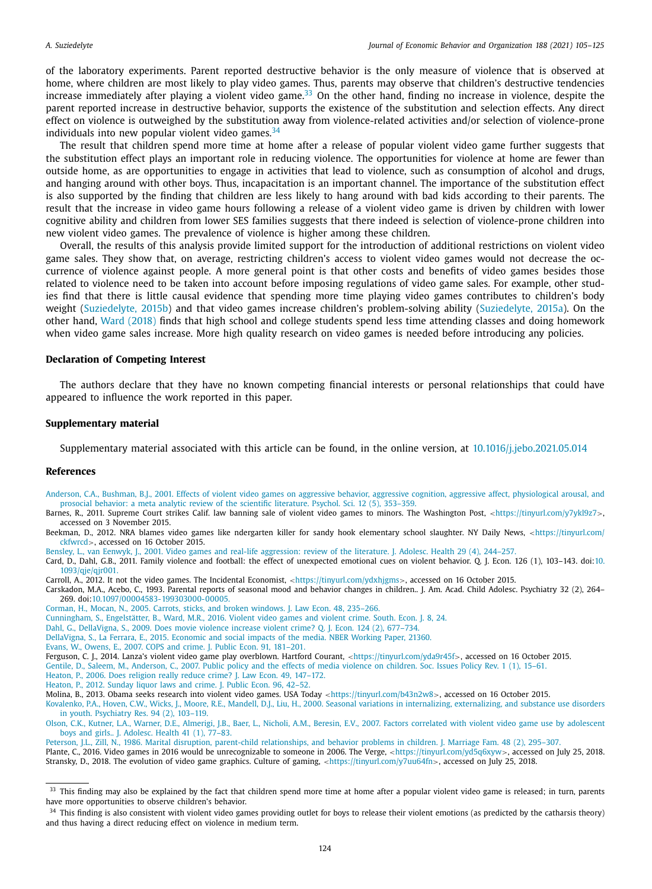of the laboratory experiments. Parent reported destructive behavior is the only measure of violence that is observed at home, where children are most likely to play video games. Thus, parents may observe that children's destructive tendencies increase immediately after playing a violent video game.[33] On the other hand, finding no increase in violence, despite the parent reported increase in destructive behavior, supports the existence of the substitution and selection effects. Any direct effect on violence is outweighed by the substitution away from violence-related activities and/or selection of violence-prone individuals into new popular violent video games.[34]

The result that children spend more time at home after a release of popular violent video game further suggests that the substitution effect plays an important role in reducing violence. The opportunities for violence at home are fewer than outside home, as are opportunities to engage in activities that lead to violence, such as consumption of alcohol and drugs, and hanging around with other boys. Thus, incapacitation is an important channel. The importance of the substitution effect is also supported by the finding that children are less likely to hang around with bad kids according to their parents. The result that the increase in video game hours following a release of a violent video game is driven by children with lower cognitive ability and children from lower SES families suggests that there indeed is selection of violence-prone children into new violent video games. The prevalence of violence is higher among these children.

Overall, the results of this analysis provide limited support for the introduction of additional restrictions on violent video game sales. They show that, on average, restricting children's access to violent video games would not decrease the occurrence of violence against people. A more general point is that other costs and benefits of video games besides those related to violence need to be taken into account before imposing regulations of video game sales. For example, other studies find that there is little causal evidence that spending more time playing video games contributes to children's body weight (Suziedelyte, 2015b) and that video games increase children's problem-solving ability (Suziedelyte, 2015a). On the other hand, Ward (2018) finds that high school and college students spend less time attending classes and doing homework when video game sales increase. More high quality research on video games is needed before introducing any policies.

## Declaration of Competing Interest

The authors declare that they have no known competing financial interests or personal relationships that could have appeared to influence the work reported in this paper.

## Supplementary material

Supplementary material associated with this article can be found, in the online version, at 10.1016/j.jebo.2021.05.014

## References

Anderson, C.A., Bushman, B.J., 2001. Effects of violent video games on aggressive behavior, aggressive cognition, aggressive affect, physiological arousal, and prosocial behavior: a meta analytic review of the scientific literature. Psychol. Sci. 12 (5), 353–359.

Barnes, R., 2011. Supreme Court strikes Calif. law banning sale of violent video games to minors. The Washington Post, <https://tinyurl.com/y7ykl9z7>, accessed on 3 November 2015.

Beekman, D., 2012. NRA blames video games like ndergarten killer for sandy hook elementary school slaughter. NY Daily News, <https://tinyurl.com/ckfwrcd>, accessed on 16 October 2015.

Bensley, L., van Eenwyk, J., 2001. Video games and real-life aggression: review of the literature. J. Adolesc. Health 29 (4), 244–257.

Card, D., Dahl, G.B., 2011. Family violence and football: the effect of unexpected emotional cues on violent behavior. Q. J. Econ. 126 (1), 103–143. doi:10.1093/qje/qjr001.

Carroll, A., 2012. It not the video games. The Incidental Economist, <https://tinyurl.com/ydxhjgms>, accessed on 16 October 2015.

Carskadon, M.A., Acebo, C., 1993. Parental reports of seasonal mood and behavior changes in children.. J. Am. Acad. Child Adolesc. Psychiatry 32 (2), 264–269. doi:10.1097/00004583-199303000-00005.

Corman, H., Mocan, N., 2005. Carrots, sticks, and broken windows. J. Law Econ. 48, 235–266.

Cunningham, S., Engelstätter, B., Ward, M.R., 2016. Violent video games and violent crime. South. Econ. J. 8, 24.

Dahl, G., DellaVigna, S., 2009. Does movie violence increase violent crime? Q. J. Econ. 124 (2), 677–734.

DellaVigna, S., La Ferrara, E., 2015. Economic and social impacts of the media. NBER Working Paper, 21360.

Evans, W., Owens, E., 2007. COPS and crime. J. Public Econ. 91, 181–201.

Ferguson, C. J., 2014. Lanza's violent video game play overblown. Hartford Courant, <https://tinyurl.com/yda9r45f>, accessed on 16 October 2015.

Gentile, D., Saleem, M., Anderson, C., 2007. Public policy and the effects of media violence on children. Soc. Issues Policy Rev. 1 (1), 15–61.

Heaton, P., 2006. Does religion really reduce crime? J. Law Econ. 49, 147–172.

Heaton, P., 2012. Sunday liquor laws and crime. J. Public Econ. 96, 42–52.

Molina, B., 2013. Obama seeks research into violent video games. USA Today <https://tinyurl.com/b43n2w8>, accessed on 16 October 2015.

Kovalenko, P.A., Hoven, C.W., Wicks, J., Moore, R.E., Mandell, D.J., Liu, H., 2000. Seasonal variations in internalizing, externalizing, and substance use disorders in youth. Psychiatry Res. 94 (2), 103–119.

Olson, C.K., Kutner, L.A., Warner, D.E., Almerigi, J.B., Baer, L., Nicholi, A.M., Beresin, E.V., 2007. Factors correlated with violent video game use by adolescent boys and girls.. J. Adolesc. Health 41 (1), 77–83.

Peterson, J.L., Zill, N., 1986. Marital disruption, parent-child relationships, and behavior problems in children. J. Marriage Fam. 48 (2), 295–307.

Plante, C., 2016. Video games in 2016 would be unrecognizable to someone in 2006. The Verge, <https://tinyurl.com/yd5q6xyw>, accessed on July 25, 2018.

Stransky, D., 2018. The evolution of video game graphics. Culture of gaming, <https://tinyurl.com/y7uu64fn>, accessed on July 25, 2018.

---

[33] This finding may also be explained by the fact that children spend more time at home after a popular violent video game is released; in turn, parents have more opportunities to observe children's behavior.

[34] This finding is also consistent with violent video games providing outlet for boys to release their violent emotions (as predicted by the catharsis theory) and thus having a direct reducing effect on violence in medium term.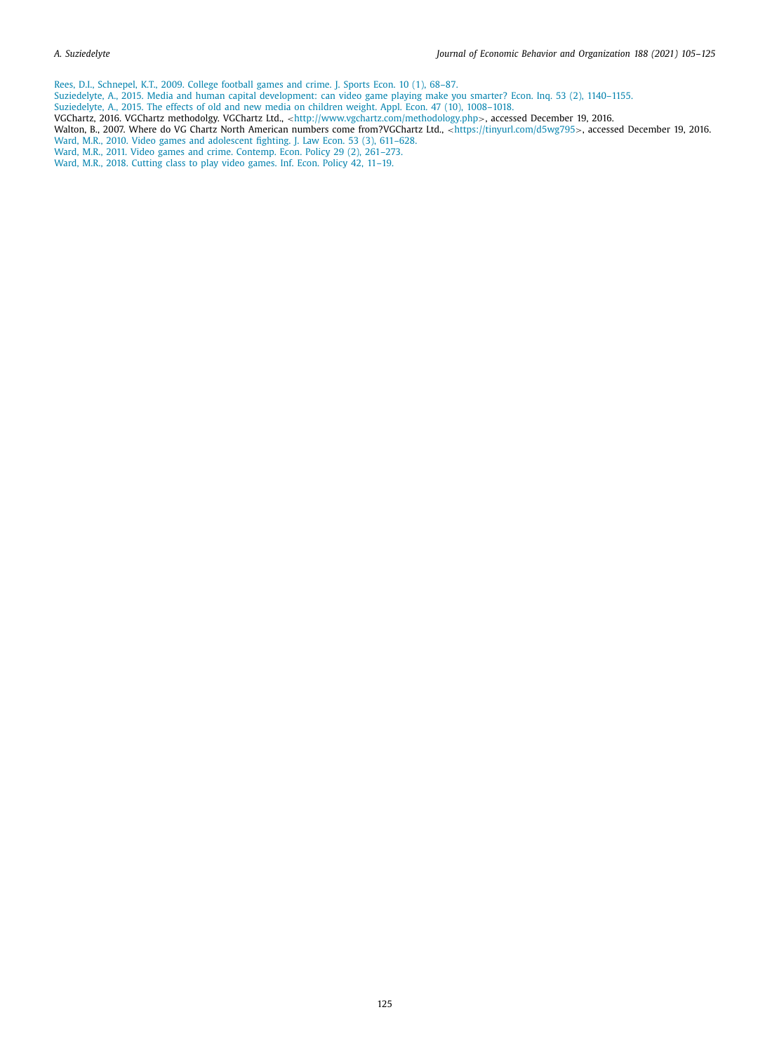Rees, D.I., Schnepel, K.T., 2009. College football games and crime. J. Sports Econ. 10 (1), 68–87.

Suziedelyte, A., 2015. Media and human capital development: can video game playing make you smarter? Econ. Inq. 53 (2), 1140–1155.

Suziedelyte, A., 2015. The effects of old and new media on children weight. Appl. Econ. 47 (10), 1008–1018.

VGChartz, 2016. VGChartz methodolgy. VGChartz Ltd., <http://www.vgchartz.com/methodology.php>, accessed December 19, 2016.

Walton, B., 2007. Where do VG Chartz North American numbers come from?VGChartz Ltd., <https://tinyurl.com/d5wg795>, accessed December 19, 2016.

Ward, M.R., 2010. Video games and adolescent fighting. J. Law Econ. 53 (3), 611–628.

Ward, M.R., 2011. Video games and crime. Contemp. Econ. Policy 29 (2), 261–273.

Ward, M.R., 2018. Cutting class to play video games. Inf. Econ. Policy 42, 11–19.